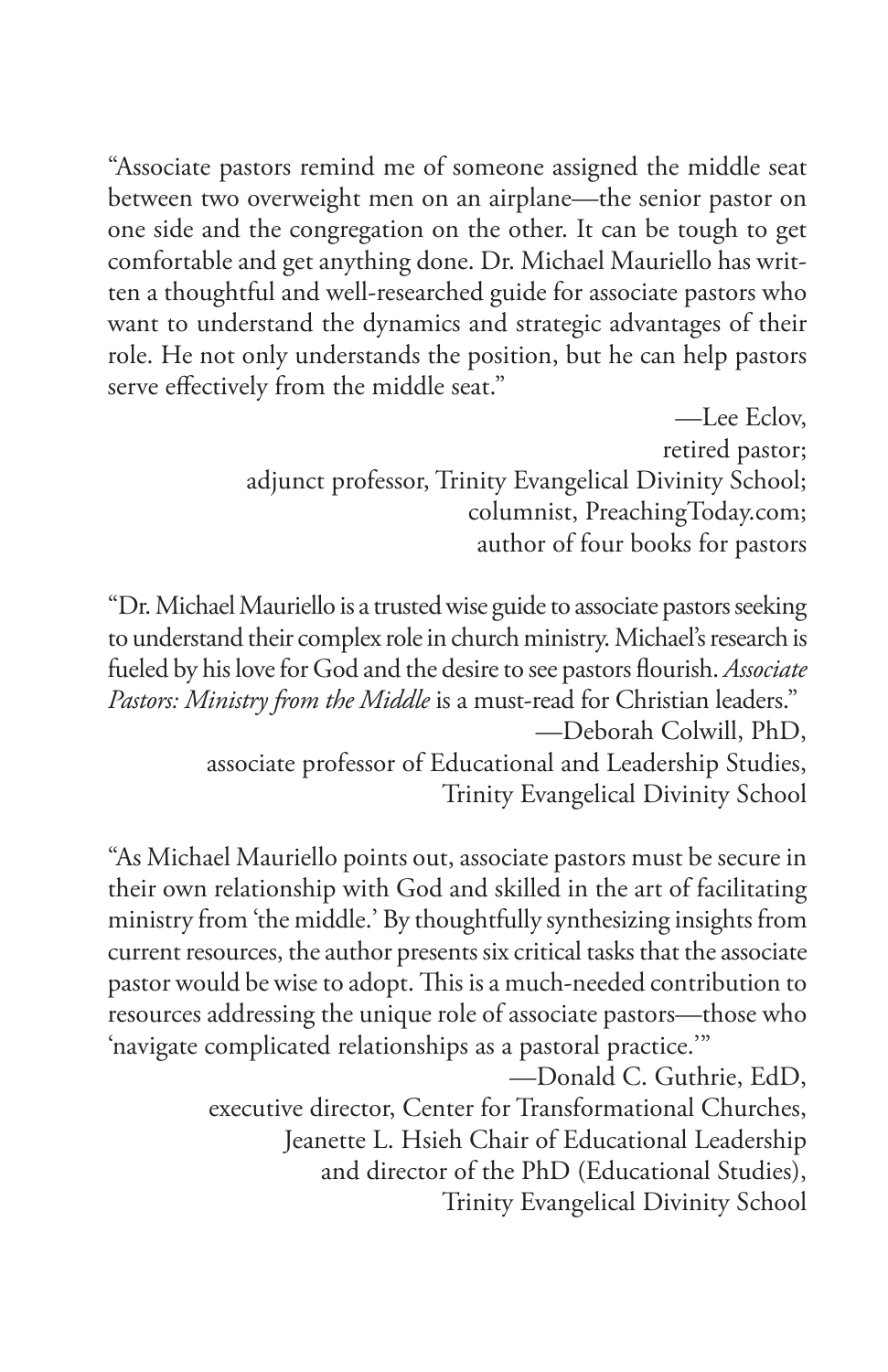"Associate pastors remind me of someone assigned the middle seat between two overweight men on an airplane—the senior pastor on one side and the congregation on the other. It can be tough to get comfortable and get anything done. Dr. Michael Mauriello has written a thoughtful and well-researched guide for associate pastors who want to understand the dynamics and strategic advantages of their role. He not only understands the position, but he can help pastors serve effectively from the middle seat."

—Lee Eclov,
retired pastor;
adjunct professor, Trinity Evangelical Divinity School;
columnist, PreachingToday.com;
author of four books for pastors

"Dr. Michael Mauriello is a trusted wise guide to associate pastors seeking to understand their complex role in church ministry. Michael's research is fueled by his love for God and the desire to see pastors flourish. *Associate Pastors: Ministry from the Middle* is a must-read for Christian leaders."

—Deborah Colwill, PhD,
associate professor of Educational and Leadership Studies,
Trinity Evangelical Divinity School

"As Michael Mauriello points out, associate pastors must be secure in their own relationship with God and skilled in the art of facilitating ministry from 'the middle.' By thoughtfully synthesizing insights from current resources, the author presents six critical tasks that the associate pastor would be wise to adopt. This is a much-needed contribution to resources addressing the unique role of associate pastors—those who 'navigate complicated relationships as a pastoral practice.'"

—Donald C. Guthrie, EdD,
executive director, Center for Transformational Churches,
Jeanette L. Hsieh Chair of Educational Leadership
and director of the PhD (Educational Studies),
Trinity Evangelical Divinity School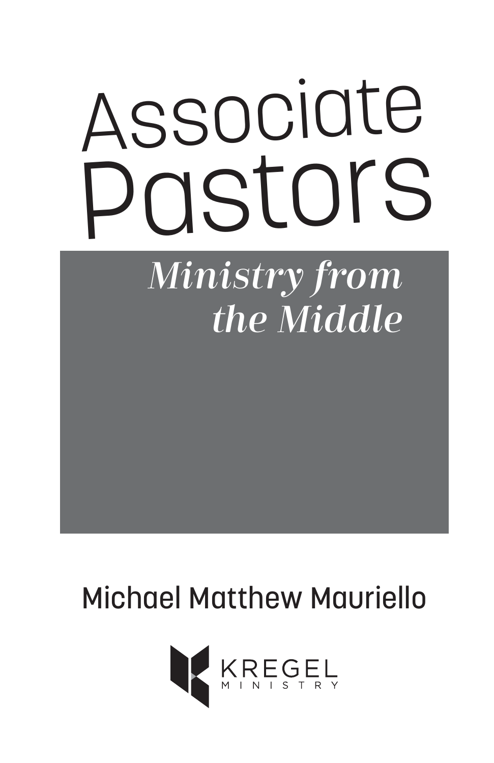# Associate Pastors

## *Ministry from the Middle*

Michael Matthew Mauriello

KREGEL MINISTRY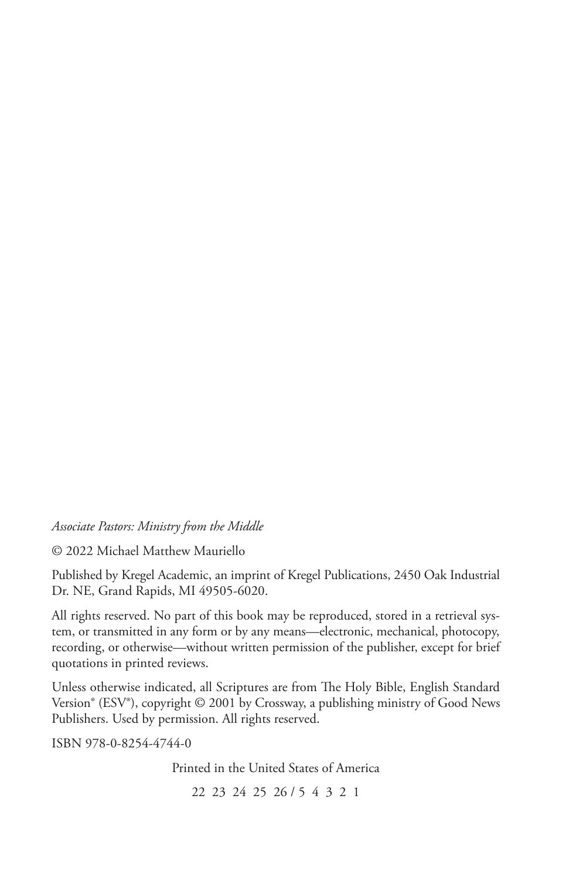*Associate Pastors: Ministry from the Middle*

© 2022 Michael Matthew Mauriello

Published by Kregel Academic, an imprint of Kregel Publications, 2450 Oak Industrial Dr. NE, Grand Rapids, MI 49505-6020.

All rights reserved. No part of this book may be reproduced, stored in a retrieval system, or transmitted in any form or by any means—electronic, mechanical, photocopy, recording, or otherwise—without written permission of the publisher, except for brief quotations in printed reviews.

Unless otherwise indicated, all Scriptures are from The Holy Bible, English Standard Version® (ESV®), copyright © 2001 by Crossway, a publishing ministry of Good News Publishers. Used by permission. All rights reserved.

ISBN 978-0-8254-4744-0

Printed in the United States of America

22 23 24 25 26 / 5 4 3 2 1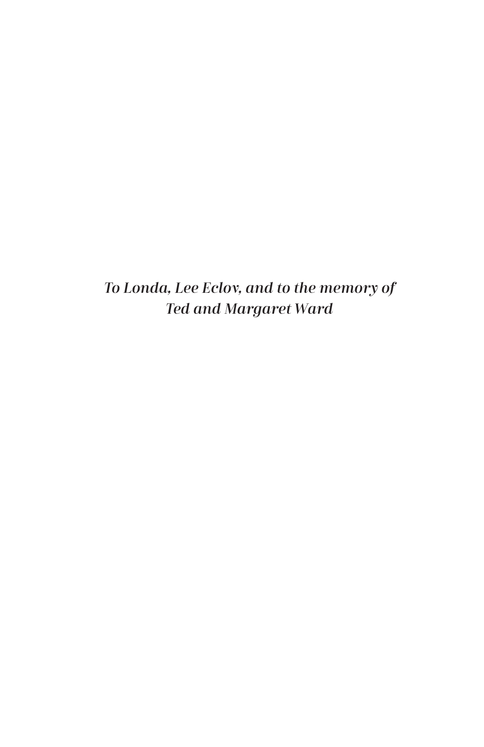*To Londa, Lee Eclov, and to the memory of*
*Ted and Margaret Ward*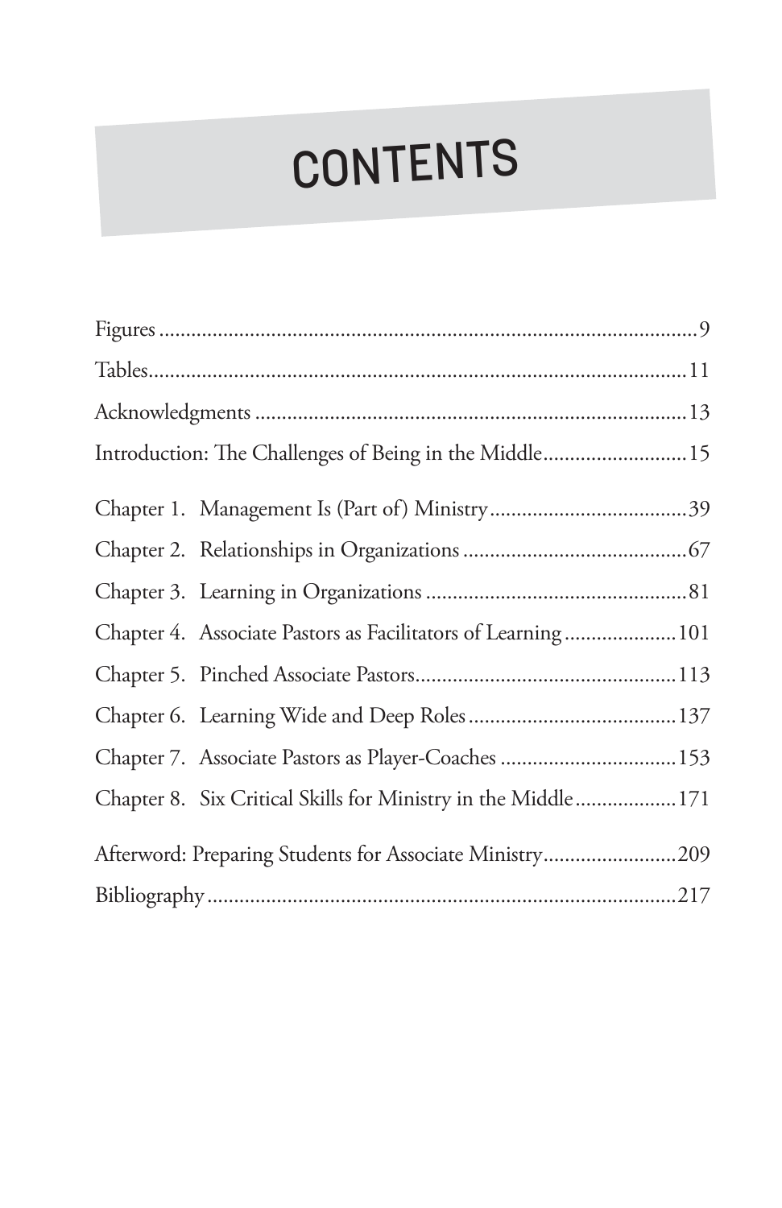# CONTENTS

Figures ....................................................................................9

Tables....................................................................................11

Acknowledgments ....................................................................13

Introduction: The Challenges of Being in the Middle..........................15

Chapter 1. Management Is (Part of) Ministry....................................39

Chapter 2. Relationships in Organizations ..........................................67

Chapter 3. Learning in Organizations ................................................81

Chapter 4. Associate Pastors as Facilitators of Learning ....................101

Chapter 5. Pinched Associate Pastors................................................113

Chapter 6. Learning Wide and Deep Roles ......................................137

Chapter 7. Associate Pastors as Player-Coaches ................................153

Chapter 8. Six Critical Skills for Ministry in the Middle..................171

Afterword: Preparing Students for Associate Ministry........................209

Bibliography ......................................................................................217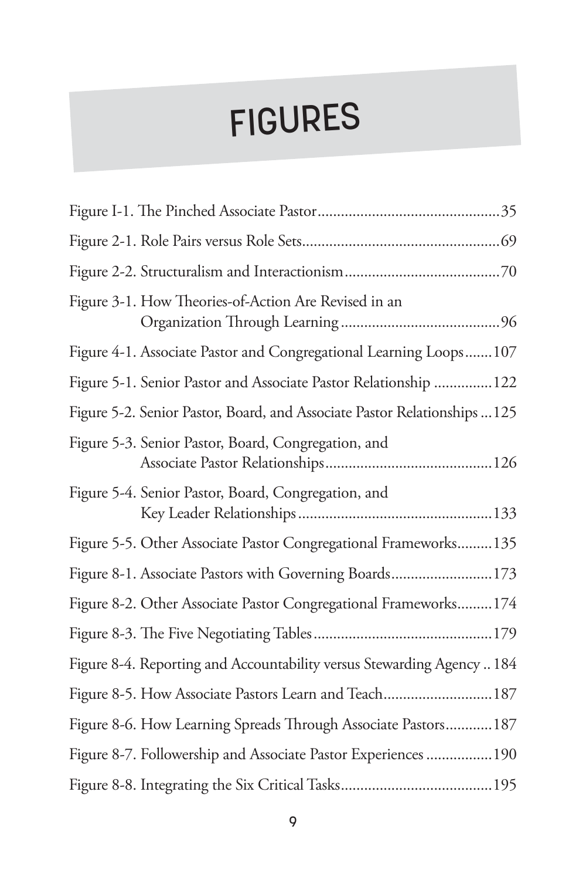# FIGURES

Figure I-1. The Pinched Associate Pastor..............................................35

Figure 2-1. Role Pairs versus Role Sets..................................................69

Figure 2-2. Structuralism and Interactionism.......................................70

Figure 3-1. How Theories-of-Action Are Revised in an Organization Through Learning........................................96

Figure 4-1. Associate Pastor and Congregational Learning Loops.......107

Figure 5-1. Senior Pastor and Associate Pastor Relationship ..............122

Figure 5-2. Senior Pastor, Board, and Associate Pastor Relationships ...125

Figure 5-3. Senior Pastor, Board, Congregation, and Associate Pastor Relationships..........................................126

Figure 5-4. Senior Pastor, Board, Congregation, and Key Leader Relationships.................................................133

Figure 5-5. Other Associate Pastor Congregational Frameworks.........135

Figure 8-1. Associate Pastors with Governing Boards.........................173

Figure 8-2. Other Associate Pastor Congregational Frameworks.........174

Figure 8-3. The Five Negotiating Tables.............................................179

Figure 8-4. Reporting and Accountability versus Stewarding Agency .. 184

Figure 8-5. How Associate Pastors Learn and Teach...........................187

Figure 8-6. How Learning Spreads Through Associate Pastors............187

Figure 8-7. Followership and Associate Pastor Experiences ................190

Figure 8-8. Integrating the Six Critical Tasks......................................195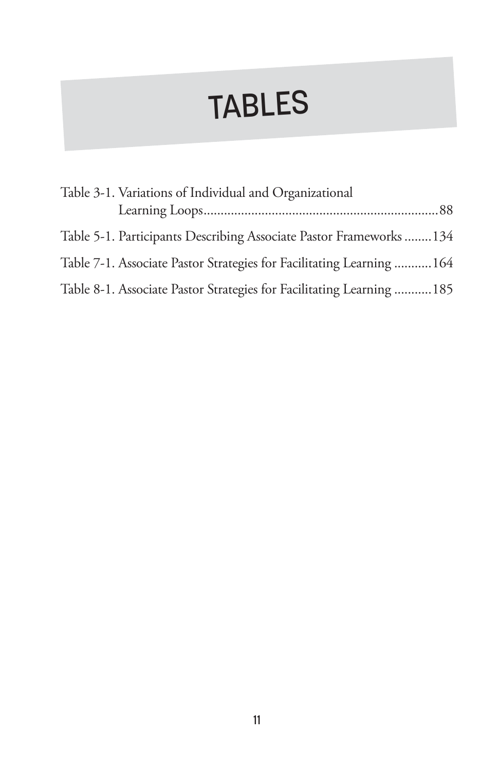# TABLES

Table 3-1. Variations of Individual and Organizational Learning Loops.....................................................................88

Table 5-1. Participants Describing Associate Pastor Frameworks ........134

Table 7-1. Associate Pastor Strategies for Facilitating Learning ...........164

Table 8-1. Associate Pastor Strategies for Facilitating Learning ...........185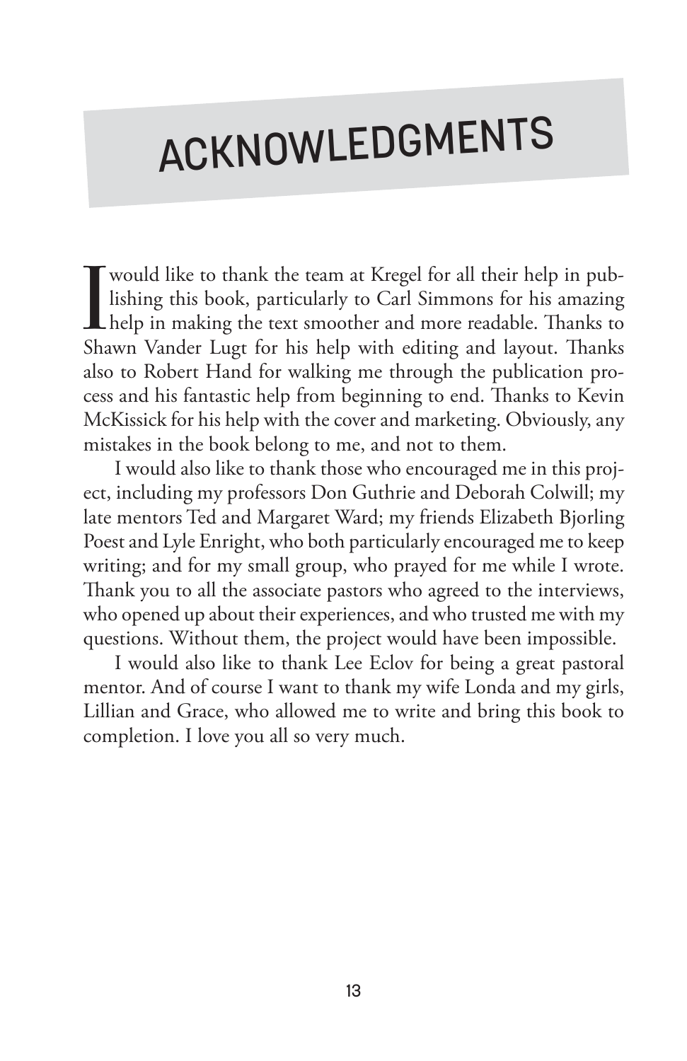# ACKNOWLEDGMENTS

I would like to thank the team at Kregel for all their help in publishing this book, particularly to Carl Simmons for his amazing help in making the text smoother and more readable. Thanks to Shawn Vander Lugt for his help with editing and layout. Thanks also to Robert Hand for walking me through the publication process and his fantastic help from beginning to end. Thanks to Kevin McKissick for his help with the cover and marketing. Obviously, any mistakes in the book belong to me, and not to them.

I would also like to thank those who encouraged me in this project, including my professors Don Guthrie and Deborah Colwill; my late mentors Ted and Margaret Ward; my friends Elizabeth Bjorling Poest and Lyle Enright, who both particularly encouraged me to keep writing; and for my small group, who prayed for me while I wrote. Thank you to all the associate pastors who agreed to the interviews, who opened up about their experiences, and who trusted me with my questions. Without them, the project would have been impossible.

I would also like to thank Lee Eclov for being a great pastoral mentor. And of course I want to thank my wife Londa and my girls, Lillian and Grace, who allowed me to write and bring this book to completion. I love you all so very much.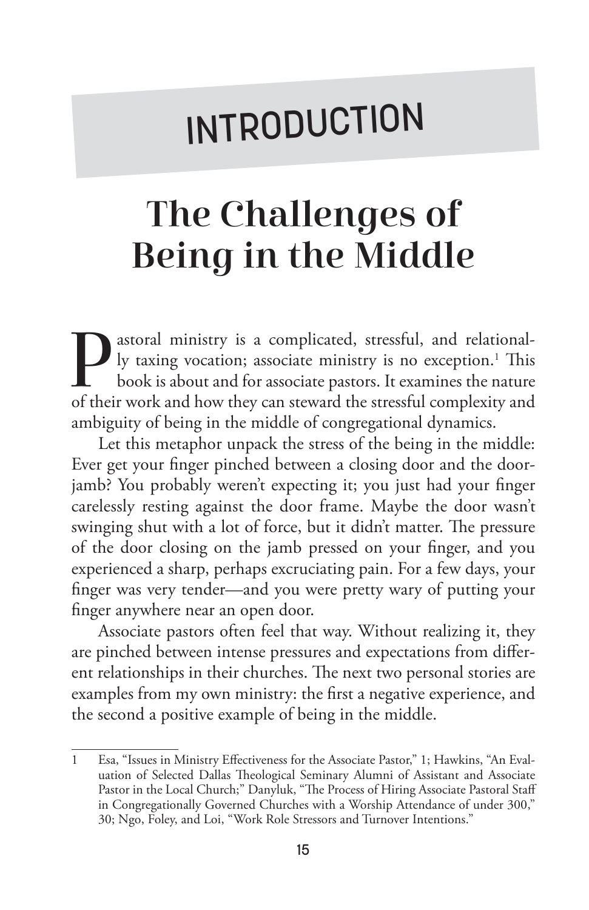# INTRODUCTION

## The Challenges of Being in the Middle

Pastoral ministry is a complicated, stressful, and relationally taxing vocation; associate ministry is no exception.[1] This book is about and for associate pastors. It examines the nature of their work and how they can steward the stressful complexity and ambiguity of being in the middle of congregational dynamics.

Let this metaphor unpack the stress of the being in the middle: Ever get your finger pinched between a closing door and the doorjamb? You probably weren't expecting it; you just had your finger carelessly resting against the door frame. Maybe the door wasn't swinging shut with a lot of force, but it didn't matter. The pressure of the door closing on the jamb pressed on your finger, and you experienced a sharp, perhaps excruciating pain. For a few days, your finger was very tender—and you were pretty wary of putting your finger anywhere near an open door.

Associate pastors often feel that way. Without realizing it, they are pinched between intense pressures and expectations from different relationships in their churches. The next two personal stories are examples from my own ministry: the first a negative experience, and the second a positive example of being in the middle.

---

1 Esa, "Issues in Ministry Effectiveness for the Associate Pastor," 1; Hawkins, "An Evaluation of Selected Dallas Theological Seminary Alumni of Assistant and Associate Pastor in the Local Church;" Danyluk, "The Process of Hiring Associate Pastoral Staff in Congregationally Governed Churches with a Worship Attendance of under 300," 30; Ngo, Foley, and Loi, "Work Role Stressors and Turnover Intentions."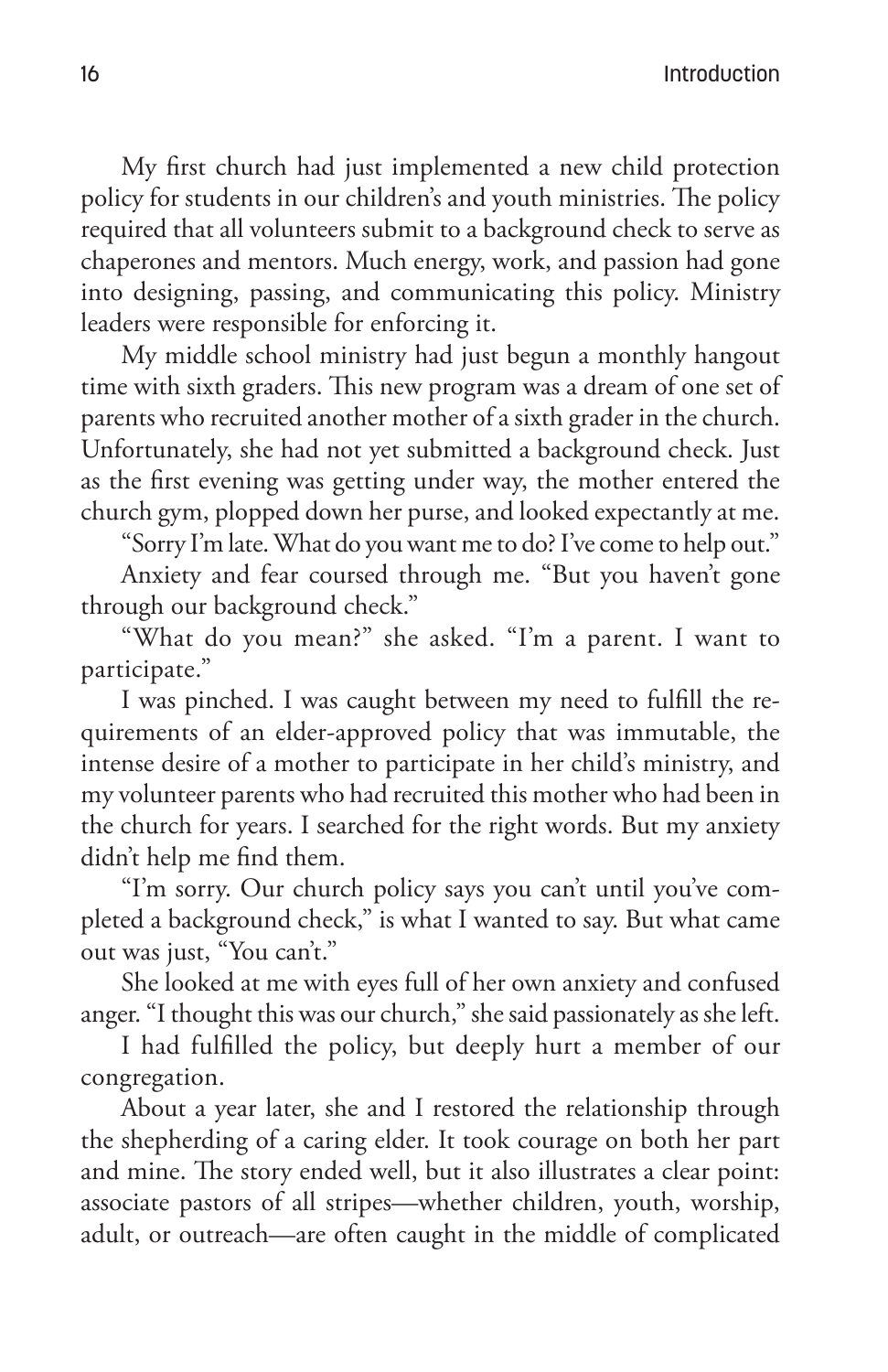My first church had just implemented a new child protection policy for students in our children's and youth ministries. The policy required that all volunteers submit to a background check to serve as chaperones and mentors. Much energy, work, and passion had gone into designing, passing, and communicating this policy. Ministry leaders were responsible for enforcing it.

My middle school ministry had just begun a monthly hangout time with sixth graders. This new program was a dream of one set of parents who recruited another mother of a sixth grader in the church. Unfortunately, she had not yet submitted a background check. Just as the first evening was getting under way, the mother entered the church gym, plopped down her purse, and looked expectantly at me.

"Sorry I'm late. What do you want me to do? I've come to help out."

Anxiety and fear coursed through me. "But you haven't gone through our background check."

"What do you mean?" she asked. "I'm a parent. I want to participate."

I was pinched. I was caught between my need to fulfill the requirements of an elder-approved policy that was immutable, the intense desire of a mother to participate in her child's ministry, and my volunteer parents who had recruited this mother who had been in the church for years. I searched for the right words. But my anxiety didn't help me find them.

"I'm sorry. Our church policy says you can't until you've completed a background check," is what I wanted to say. But what came out was just, "You can't."

She looked at me with eyes full of her own anxiety and confused anger. "I thought this was our church," she said passionately as she left.

I had fulfilled the policy, but deeply hurt a member of our congregation.

About a year later, she and I restored the relationship through the shepherding of a caring elder. It took courage on both her part and mine. The story ended well, but it also illustrates a clear point: associate pastors of all stripes—whether children, youth, worship, adult, or outreach—are often caught in the middle of complicated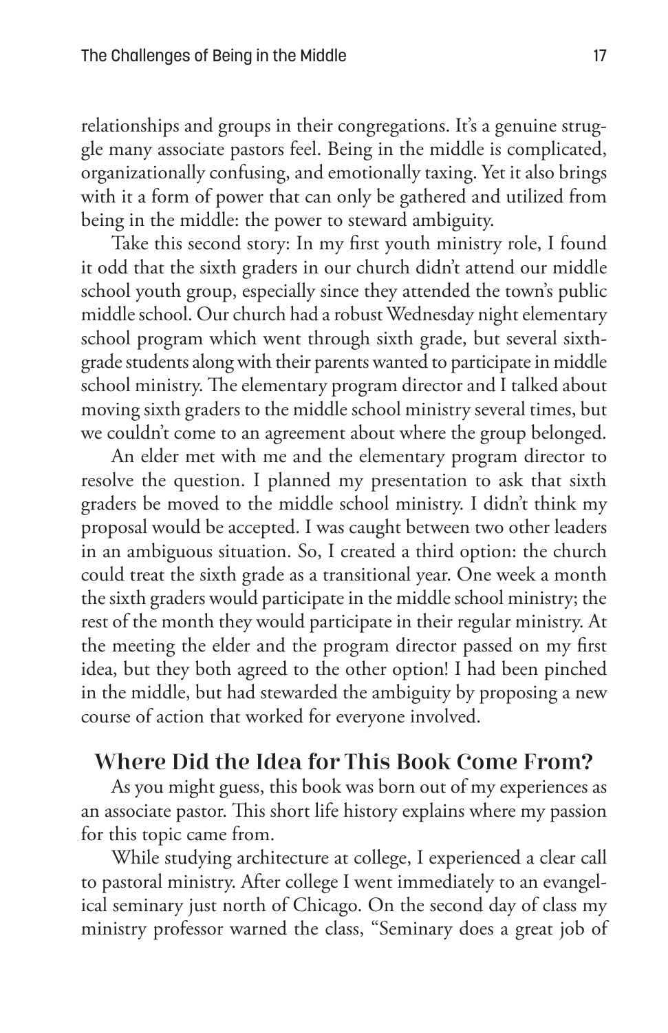relationships and groups in their congregations. It's a genuine struggle many associate pastors feel. Being in the middle is complicated, organizationally confusing, and emotionally taxing. Yet it also brings with it a form of power that can only be gathered and utilized from being in the middle: the power to steward ambiguity.

Take this second story: In my first youth ministry role, I found it odd that the sixth graders in our church didn't attend our middle school youth group, especially since they attended the town's public middle school. Our church had a robust Wednesday night elementary school program which went through sixth grade, but several sixth-grade students along with their parents wanted to participate in middle school ministry. The elementary program director and I talked about moving sixth graders to the middle school ministry several times, but we couldn't come to an agreement about where the group belonged.

An elder met with me and the elementary program director to resolve the question. I planned my presentation to ask that sixth graders be moved to the middle school ministry. I didn't think my proposal would be accepted. I was caught between two other leaders in an ambiguous situation. So, I created a third option: the church could treat the sixth grade as a transitional year. One week a month the sixth graders would participate in the middle school ministry; the rest of the month they would participate in their regular ministry. At the meeting the elder and the program director passed on my first idea, but they both agreed to the other option! I had been pinched in the middle, but had stewarded the ambiguity by proposing a new course of action that worked for everyone involved.

## Where Did the Idea for This Book Come From?

As you might guess, this book was born out of my experiences as an associate pastor. This short life history explains where my passion for this topic came from.

While studying architecture at college, I experienced a clear call to pastoral ministry. After college I went immediately to an evangelical seminary just north of Chicago. On the second day of class my ministry professor warned the class, "Seminary does a great job of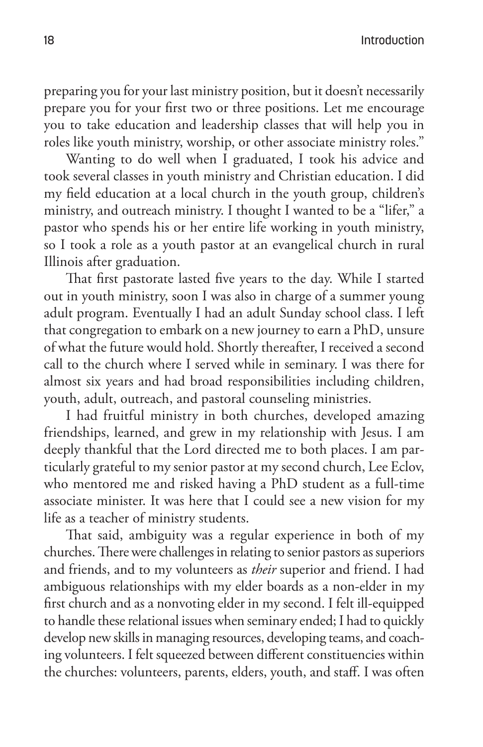preparing you for your last ministry position, but it doesn't necessarily prepare you for your first two or three positions. Let me encourage you to take education and leadership classes that will help you in roles like youth ministry, worship, or other associate ministry roles."

Wanting to do well when I graduated, I took his advice and took several classes in youth ministry and Christian education. I did my field education at a local church in the youth group, children's ministry, and outreach ministry. I thought I wanted to be a "lifer," a pastor who spends his or her entire life working in youth ministry, so I took a role as a youth pastor at an evangelical church in rural Illinois after graduation.

That first pastorate lasted five years to the day. While I started out in youth ministry, soon I was also in charge of a summer young adult program. Eventually I had an adult Sunday school class. I left that congregation to embark on a new journey to earn a PhD, unsure of what the future would hold. Shortly thereafter, I received a second call to the church where I served while in seminary. I was there for almost six years and had broad responsibilities including children, youth, adult, outreach, and pastoral counseling ministries.

I had fruitful ministry in both churches, developed amazing friendships, learned, and grew in my relationship with Jesus. I am deeply thankful that the Lord directed me to both places. I am particularly grateful to my senior pastor at my second church, Lee Eclov, who mentored me and risked having a PhD student as a full-time associate minister. It was here that I could see a new vision for my life as a teacher of ministry students.

That said, ambiguity was a regular experience in both of my churches. There were challenges in relating to senior pastors as superiors and friends, and to my volunteers as *their* superior and friend. I had ambiguous relationships with my elder boards as a non-elder in my first church and as a nonvoting elder in my second. I felt ill-equipped to handle these relational issues when seminary ended; I had to quickly develop new skills in managing resources, developing teams, and coaching volunteers. I felt squeezed between different constituencies within the churches: volunteers, parents, elders, youth, and staff. I was often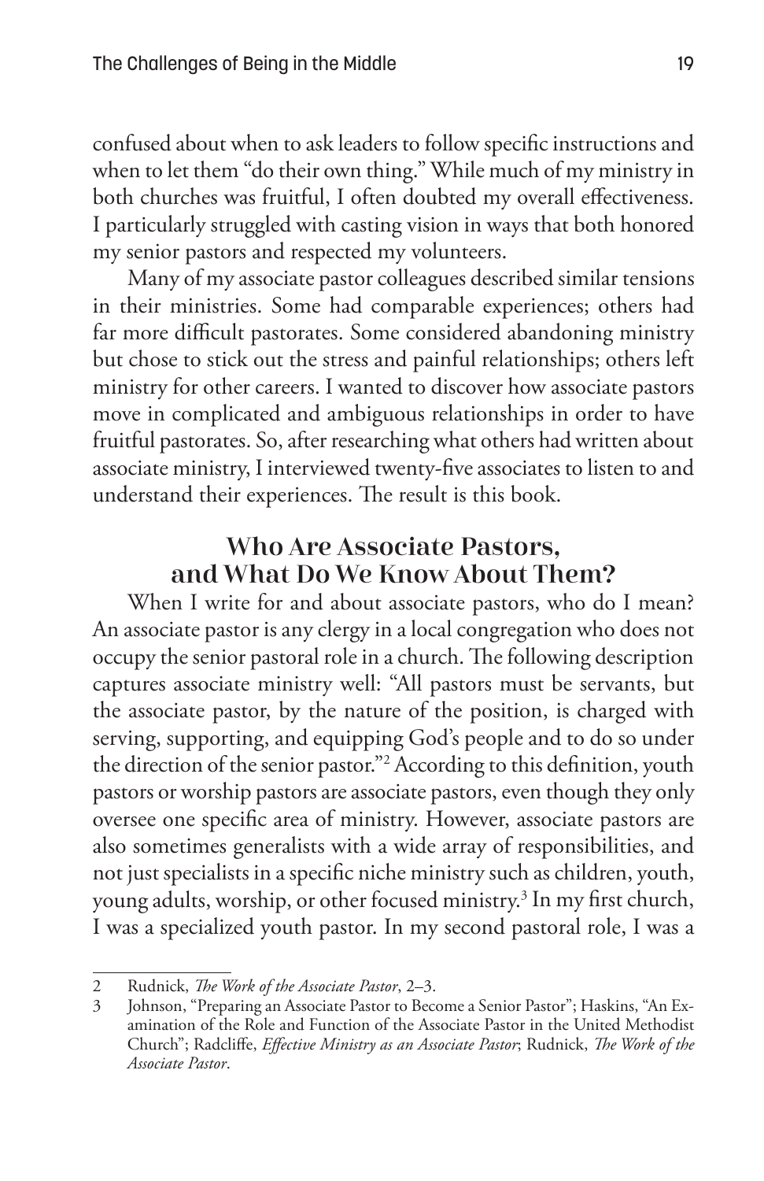confused about when to ask leaders to follow specific instructions and when to let them "do their own thing." While much of my ministry in both churches was fruitful, I often doubted my overall effectiveness. I particularly struggled with casting vision in ways that both honored my senior pastors and respected my volunteers.

Many of my associate pastor colleagues described similar tensions in their ministries. Some had comparable experiences; others had far more difficult pastorates. Some considered abandoning ministry but chose to stick out the stress and painful relationships; others left ministry for other careers. I wanted to discover how associate pastors move in complicated and ambiguous relationships in order to have fruitful pastorates. So, after researching what others had written about associate ministry, I interviewed twenty-five associates to listen to and understand their experiences. The result is this book.

## Who Are Associate Pastors, and What Do We Know About Them?

When I write for and about associate pastors, who do I mean? An associate pastor is any clergy in a local congregation who does not occupy the senior pastoral role in a church. The following description captures associate ministry well: "All pastors must be servants, but the associate pastor, by the nature of the position, is charged with serving, supporting, and equipping God's people and to do so under the direction of the senior pastor."[2] According to this definition, youth pastors or worship pastors are associate pastors, even though they only oversee one specific area of ministry. However, associate pastors are also sometimes generalists with a wide array of responsibilities, and not just specialists in a specific niche ministry such as children, youth, young adults, worship, or other focused ministry.[3] In my first church, I was a specialized youth pastor. In my second pastoral role, I was a

---

2 Rudnick, *The Work of the Associate Pastor*, 2–3.

3 Johnson, "Preparing an Associate Pastor to Become a Senior Pastor"; Haskins, "An Examination of the Role and Function of the Associate Pastor in the United Methodist Church"; Radcliffe, *Effective Ministry as an Associate Pastor*; Rudnick, *The Work of the Associate Pastor*.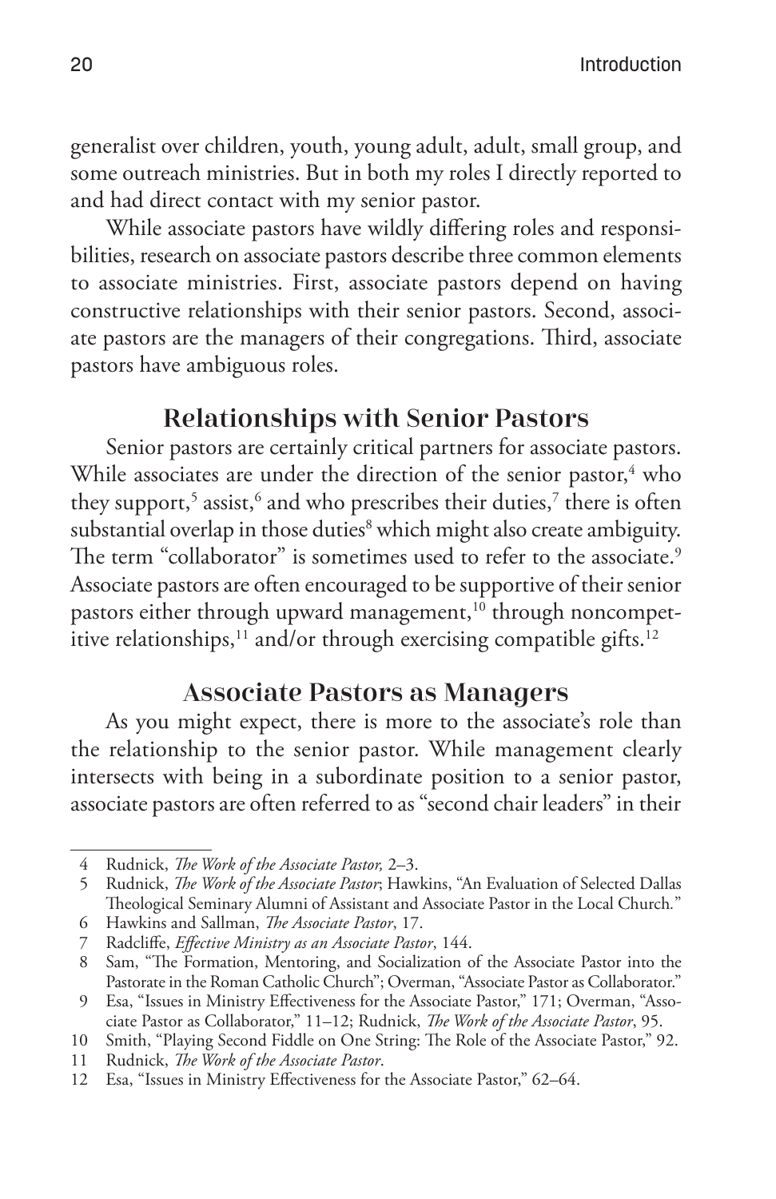generalist over children, youth, young adult, adult, small group, and some outreach ministries. But in both my roles I directly reported to and had direct contact with my senior pastor.

While associate pastors have wildly differing roles and responsibilities, research on associate pastors describe three common elements to associate ministries. First, associate pastors depend on having constructive relationships with their senior pastors. Second, associate pastors are the managers of their congregations. Third, associate pastors have ambiguous roles.

## Relationships with Senior Pastors

Senior pastors are certainly critical partners for associate pastors. While associates are under the direction of the senior pastor,[4] who they support,[5] assist,[6] and who prescribes their duties,[7] there is often substantial overlap in those duties[8] which might also create ambiguity. The term "collaborator" is sometimes used to refer to the associate.[9] Associate pastors are often encouraged to be supportive of their senior pastors either through upward management,[10] through noncompetitive relationships,[11] and/or through exercising compatible gifts.[12]

## Associate Pastors as Managers

As you might expect, there is more to the associate's role than the relationship to the senior pastor. While management clearly intersects with being in a subordinate position to a senior pastor, associate pastors are often referred to as "second chair leaders" in their

---

4 Rudnick, *The Work of the Associate Pastor,* 2–3.

5 Rudnick, *The Work of the Associate Pastor*; Hawkins, "An Evaluation of Selected Dallas Theological Seminary Alumni of Assistant and Associate Pastor in the Local Church."

6 Hawkins and Sallman, *The Associate Pastor*, 17.

7 Radcliffe, *Effective Ministry as an Associate Pastor*, 144.

8 Sam, "The Formation, Mentoring, and Socialization of the Associate Pastor into the Pastorate in the Roman Catholic Church"; Overman, "Associate Pastor as Collaborator."

9 Esa, "Issues in Ministry Effectiveness for the Associate Pastor," 171; Overman, "Associate Pastor as Collaborator," 11–12; Rudnick, *The Work of the Associate Pastor*, 95.

10 Smith, "Playing Second Fiddle on One String: The Role of the Associate Pastor," 92.

11 Rudnick, *The Work of the Associate Pastor*.

12 Esa, "Issues in Ministry Effectiveness for the Associate Pastor," 62–64.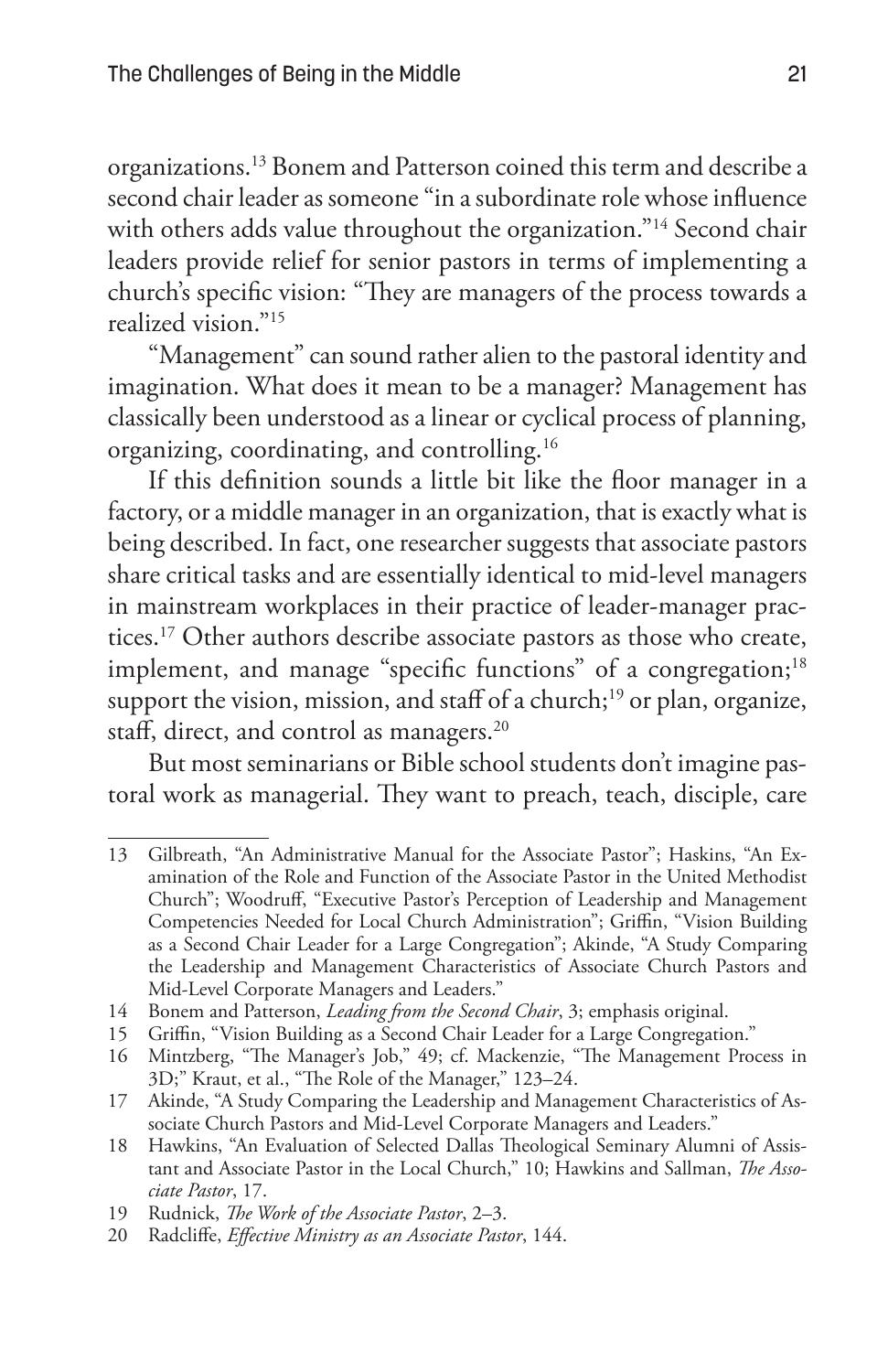organizations.[13] Bonem and Patterson coined this term and describe a second chair leader as someone "in a subordinate role whose influence with others adds value throughout the organization."[14] Second chair leaders provide relief for senior pastors in terms of implementing a church's specific vision: "They are managers of the process towards a realized vision."[15]

"Management" can sound rather alien to the pastoral identity and imagination. What does it mean to be a manager? Management has classically been understood as a linear or cyclical process of planning, organizing, coordinating, and controlling.[16]

If this definition sounds a little bit like the floor manager in a factory, or a middle manager in an organization, that is exactly what is being described. In fact, one researcher suggests that associate pastors share critical tasks and are essentially identical to mid-level managers in mainstream workplaces in their practice of leader-manager practices.[17] Other authors describe associate pastors as those who create, implement, and manage "specific functions" of a congregation;[18] support the vision, mission, and staff of a church;[19] or plan, organize, staff, direct, and control as managers.[20]

But most seminarians or Bible school students don't imagine pastoral work as managerial. They want to preach, teach, disciple, care

---

13 Gilbreath, "An Administrative Manual for the Associate Pastor"; Haskins, "An Examination of the Role and Function of the Associate Pastor in the United Methodist Church"; Woodruff, "Executive Pastor's Perception of Leadership and Management Competencies Needed for Local Church Administration"; Griffin, "Vision Building as a Second Chair Leader for a Large Congregation"; Akinde, "A Study Comparing the Leadership and Management Characteristics of Associate Church Pastors and Mid-Level Corporate Managers and Leaders."

14 Bonem and Patterson, *Leading from the Second Chair*, 3; emphasis original.

15 Griffin, "Vision Building as a Second Chair Leader for a Large Congregation."

16 Mintzberg, "The Manager's Job," 49; cf. Mackenzie, "The Management Process in 3D;" Kraut, et al., "The Role of the Manager," 123–24.

17 Akinde, "A Study Comparing the Leadership and Management Characteristics of Associate Church Pastors and Mid-Level Corporate Managers and Leaders."

18 Hawkins, "An Evaluation of Selected Dallas Theological Seminary Alumni of Assistant and Associate Pastor in the Local Church," 10; Hawkins and Sallman, *The Associate Pastor*, 17.

19 Rudnick, *The Work of the Associate Pastor*, 2–3.

20 Radcliffe, *Effective Ministry as an Associate Pastor*, 144.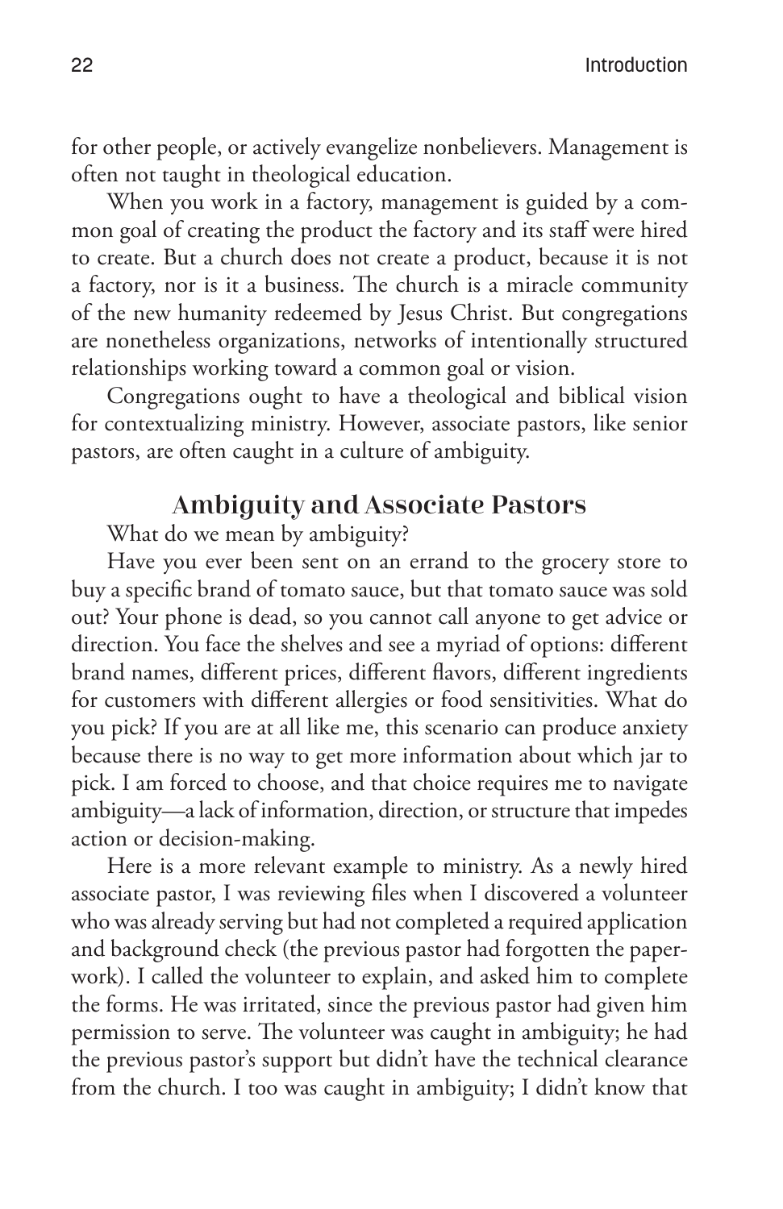for other people, or actively evangelize nonbelievers. Management is often not taught in theological education.

When you work in a factory, management is guided by a common goal of creating the product the factory and its staff were hired to create. But a church does not create a product, because it is not a factory, nor is it a business. The church is a miracle community of the new humanity redeemed by Jesus Christ. But congregations are nonetheless organizations, networks of intentionally structured relationships working toward a common goal or vision.

Congregations ought to have a theological and biblical vision for contextualizing ministry. However, associate pastors, like senior pastors, are often caught in a culture of ambiguity.

## Ambiguity and Associate Pastors

What do we mean by ambiguity?

Have you ever been sent on an errand to the grocery store to buy a specific brand of tomato sauce, but that tomato sauce was sold out? Your phone is dead, so you cannot call anyone to get advice or direction. You face the shelves and see a myriad of options: different brand names, different prices, different flavors, different ingredients for customers with different allergies or food sensitivities. What do you pick? If you are at all like me, this scenario can produce anxiety because there is no way to get more information about which jar to pick. I am forced to choose, and that choice requires me to navigate ambiguity—a lack of information, direction, or structure that impedes action or decision-making.

Here is a more relevant example to ministry. As a newly hired associate pastor, I was reviewing files when I discovered a volunteer who was already serving but had not completed a required application and background check (the previous pastor had forgotten the paperwork). I called the volunteer to explain, and asked him to complete the forms. He was irritated, since the previous pastor had given him permission to serve. The volunteer was caught in ambiguity; he had the previous pastor's support but didn't have the technical clearance from the church. I too was caught in ambiguity; I didn't know that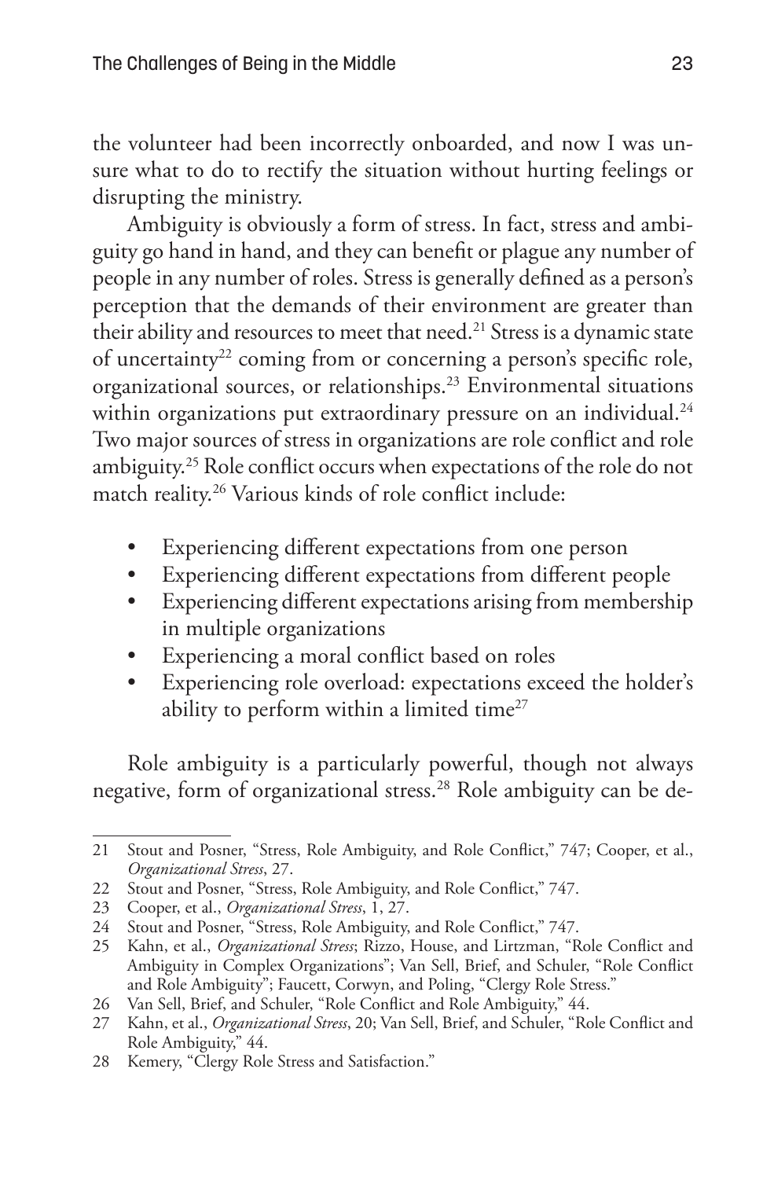the volunteer had been incorrectly onboarded, and now I was unsure what to do to rectify the situation without hurting feelings or disrupting the ministry.

Ambiguity is obviously a form of stress. In fact, stress and ambiguity go hand in hand, and they can benefit or plague any number of people in any number of roles. Stress is generally defined as a person's perception that the demands of their environment are greater than their ability and resources to meet that need.[21] Stress is a dynamic state of uncertainty[22] coming from or concerning a person's specific role, organizational sources, or relationships.[23] Environmental situations within organizations put extraordinary pressure on an individual.[24] Two major sources of stress in organizations are role conflict and role ambiguity.[25] Role conflict occurs when expectations of the role do not match reality.[26] Various kinds of role conflict include:

- Experiencing different expectations from one person
- Experiencing different expectations from different people
- Experiencing different expectations arising from membership in multiple organizations
- Experiencing a moral conflict based on roles
- Experiencing role overload: expectations exceed the holder's ability to perform within a limited time[27]

Role ambiguity is a particularly powerful, though not always negative, form of organizational stress.[28] Role ambiguity can be de-

---

21 Stout and Posner, "Stress, Role Ambiguity, and Role Conflict," 747; Cooper, et al., *Organizational Stress*, 27.

22 Stout and Posner, "Stress, Role Ambiguity, and Role Conflict," 747.

23 Cooper, et al., *Organizational Stress*, 1, 27.

24 Stout and Posner, "Stress, Role Ambiguity, and Role Conflict," 747.

25 Kahn, et al., *Organizational Stress*; Rizzo, House, and Lirtzman, "Role Conflict and Ambiguity in Complex Organizations"; Van Sell, Brief, and Schuler, "Role Conflict and Role Ambiguity"; Faucett, Corwyn, and Poling, "Clergy Role Stress."

26 Van Sell, Brief, and Schuler, "Role Conflict and Role Ambiguity," 44.

27 Kahn, et al., *Organizational Stress*, 20; Van Sell, Brief, and Schuler, "Role Conflict and Role Ambiguity," 44.

28 Kemery, "Clergy Role Stress and Satisfaction."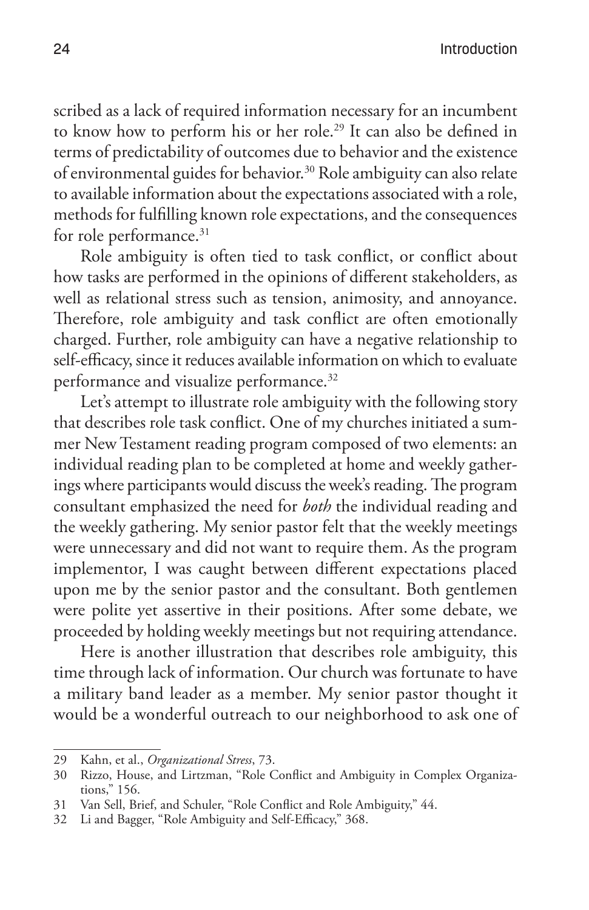scribed as a lack of required information necessary for an incumbent to know how to perform his or her role.[29] It can also be defined in terms of predictability of outcomes due to behavior and the existence of environmental guides for behavior.[30] Role ambiguity can also relate to available information about the expectations associated with a role, methods for fulfilling known role expectations, and the consequences for role performance.[31]

Role ambiguity is often tied to task conflict, or conflict about how tasks are performed in the opinions of different stakeholders, as well as relational stress such as tension, animosity, and annoyance. Therefore, role ambiguity and task conflict are often emotionally charged. Further, role ambiguity can have a negative relationship to self-efficacy, since it reduces available information on which to evaluate performance and visualize performance.[32]

Let's attempt to illustrate role ambiguity with the following story that describes role task conflict. One of my churches initiated a summer New Testament reading program composed of two elements: an individual reading plan to be completed at home and weekly gatherings where participants would discuss the week's reading. The program consultant emphasized the need for *both* the individual reading and the weekly gathering. My senior pastor felt that the weekly meetings were unnecessary and did not want to require them. As the program implementor, I was caught between different expectations placed upon me by the senior pastor and the consultant. Both gentlemen were polite yet assertive in their positions. After some debate, we proceeded by holding weekly meetings but not requiring attendance.

Here is another illustration that describes role ambiguity, this time through lack of information. Our church was fortunate to have a military band leader as a member. My senior pastor thought it would be a wonderful outreach to our neighborhood to ask one of

---

29 Kahn, et al., *Organizational Stress*, 73.

30 Rizzo, House, and Lirtzman, "Role Conflict and Ambiguity in Complex Organizations," 156.

31 Van Sell, Brief, and Schuler, "Role Conflict and Role Ambiguity," 44.

32 Li and Bagger, "Role Ambiguity and Self-Efficacy," 368.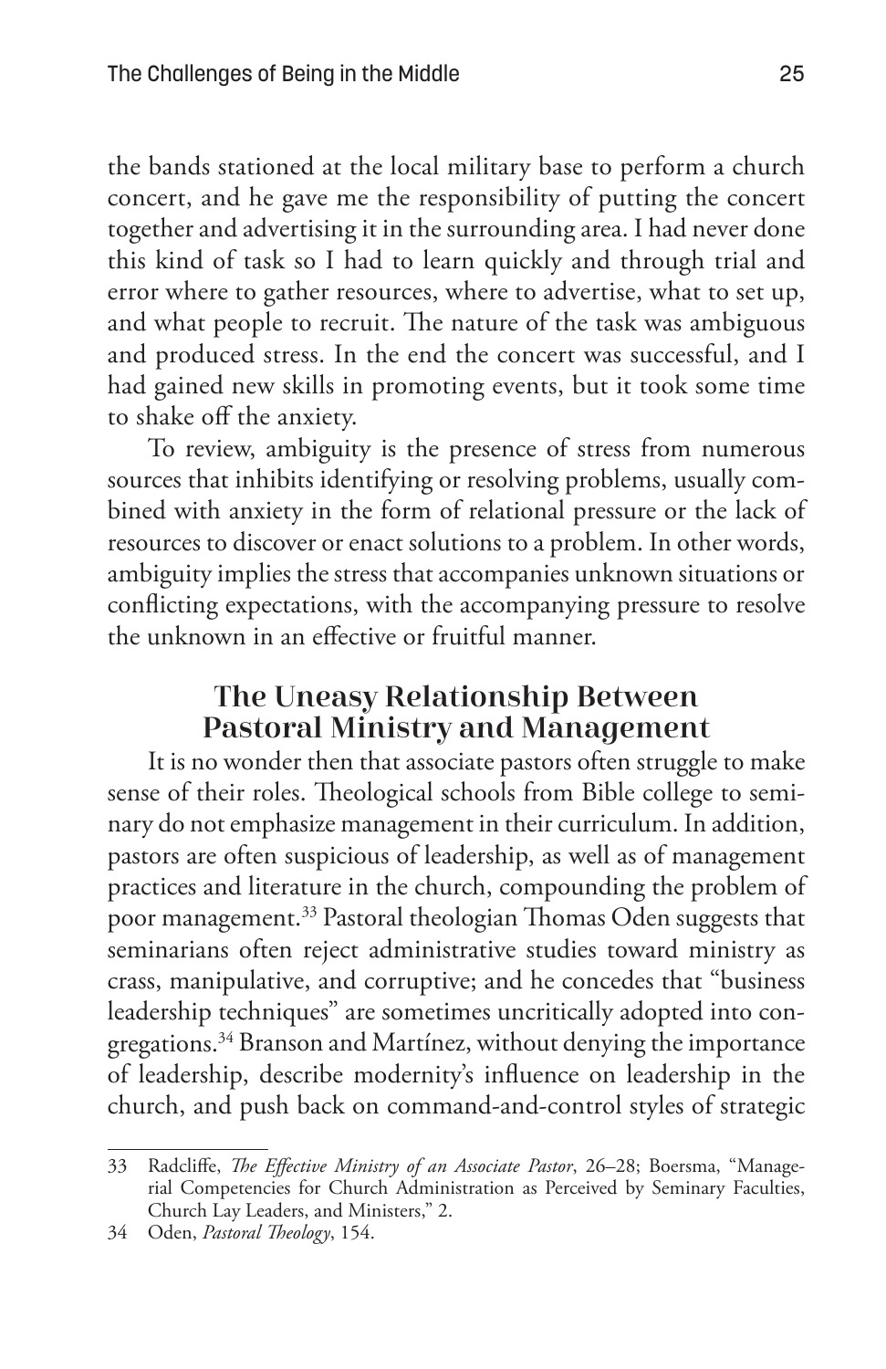the bands stationed at the local military base to perform a church concert, and he gave me the responsibility of putting the concert together and advertising it in the surrounding area. I had never done this kind of task so I had to learn quickly and through trial and error where to gather resources, where to advertise, what to set up, and what people to recruit. The nature of the task was ambiguous and produced stress. In the end the concert was successful, and I had gained new skills in promoting events, but it took some time to shake off the anxiety.

To review, ambiguity is the presence of stress from numerous sources that inhibits identifying or resolving problems, usually combined with anxiety in the form of relational pressure or the lack of resources to discover or enact solutions to a problem. In other words, ambiguity implies the stress that accompanies unknown situations or conflicting expectations, with the accompanying pressure to resolve the unknown in an effective or fruitful manner.

## The Uneasy Relationship Between Pastoral Ministry and Management

It is no wonder then that associate pastors often struggle to make sense of their roles. Theological schools from Bible college to seminary do not emphasize management in their curriculum. In addition, pastors are often suspicious of leadership, as well as of management practices and literature in the church, compounding the problem of poor management.[33] Pastoral theologian Thomas Oden suggests that seminarians often reject administrative studies toward ministry as crass, manipulative, and corruptive; and he concedes that "business leadership techniques" are sometimes uncritically adopted into congregations.[34] Branson and Martínez, without denying the importance of leadership, describe modernity's influence on leadership in the church, and push back on command-and-control styles of strategic

---

33 Radcliffe, *The Effective Ministry of an Associate Pastor*, 26–28; Boersma, "Managerial Competencies for Church Administration as Perceived by Seminary Faculties, Church Lay Leaders, and Ministers," 2.

34 Oden, *Pastoral Theology*, 154.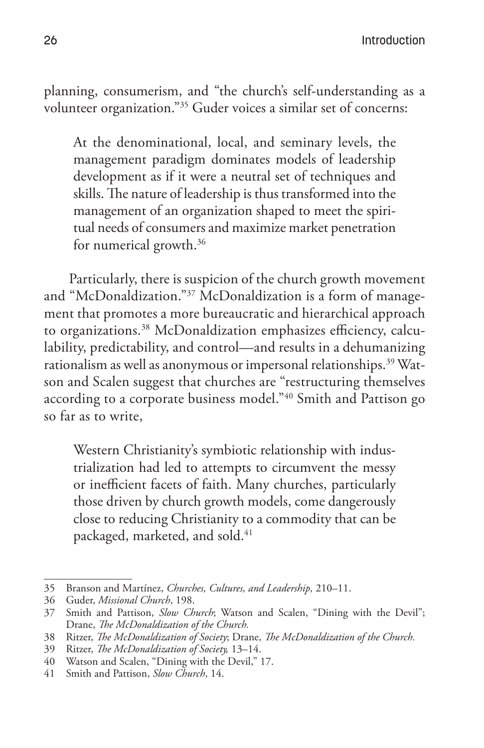planning, consumerism, and "the church's self-understanding as a volunteer organization."[35] Guder voices a similar set of concerns:

> At the denominational, local, and seminary levels, the management paradigm dominates models of leadership development as if it were a neutral set of techniques and skills. The nature of leadership is thus transformed into the management of an organization shaped to meet the spiritual needs of consumers and maximize market penetration for numerical growth.[36]

Particularly, there is suspicion of the church growth movement and "McDonaldization."[37] McDonaldization is a form of management that promotes a more bureaucratic and hierarchical approach to organizations.[38] McDonaldization emphasizes efficiency, calculability, predictability, and control—and results in a dehumanizing rationalism as well as anonymous or impersonal relationships.[39] Watson and Scalen suggest that churches are "restructuring themselves according to a corporate business model."[40] Smith and Pattison go so far as to write,

> Western Christianity's symbiotic relationship with industrialization had led to attempts to circumvent the messy or inefficient facets of faith. Many churches, particularly those driven by church growth models, come dangerously close to reducing Christianity to a commodity that can be packaged, marketed, and sold.[41]

---

35 Branson and Martínez, *Churches, Cultures, and Leadership,* 210–11.

36 Guder, *Missional Church*, 198.

37 Smith and Pattison, *Slow Church*; Watson and Scalen, "Dining with the Devil"; Drane, *The McDonaldization of the Church.*

38 Ritzer, *The McDonaldization of Society*; Drane, *The McDonaldization of the Church.*

39 Ritzer, *The McDonaldization of Society,* 13–14.

40 Watson and Scalen, "Dining with the Devil," 17.

41 Smith and Pattison, *Slow Church*, 14.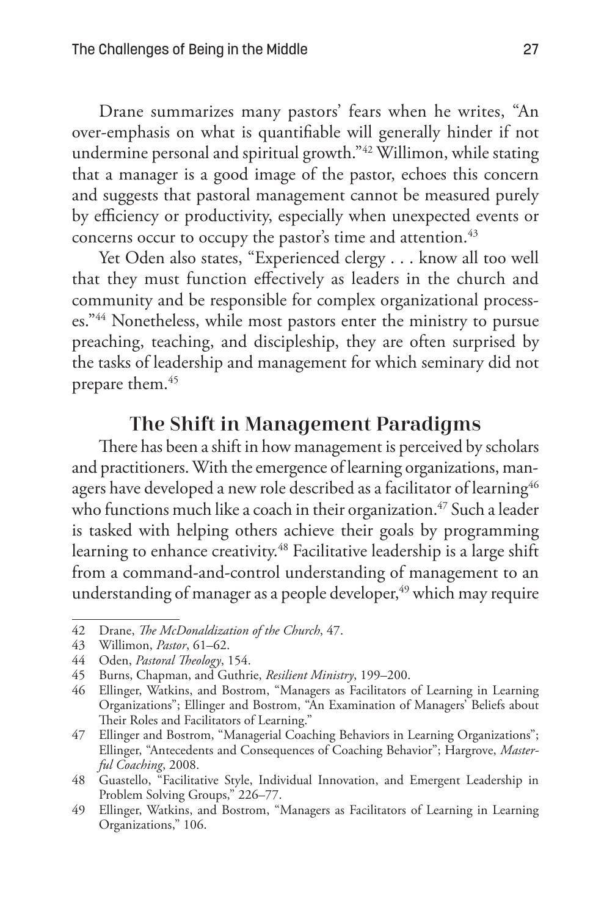Drane summarizes many pastors' fears when he writes, "An over-emphasis on what is quantifiable will generally hinder if not undermine personal and spiritual growth."[42] Willimon, while stating that a manager is a good image of the pastor, echoes this concern and suggests that pastoral management cannot be measured purely by efficiency or productivity, especially when unexpected events or concerns occur to occupy the pastor's time and attention.[43]

Yet Oden also states, "Experienced clergy . . . know all too well that they must function effectively as leaders in the church and community and be responsible for complex organizational processes."[44] Nonetheless, while most pastors enter the ministry to pursue preaching, teaching, and discipleship, they are often surprised by the tasks of leadership and management for which seminary did not prepare them.[45]

## The Shift in Management Paradigms

There has been a shift in how management is perceived by scholars and practitioners. With the emergence of learning organizations, managers have developed a new role described as a facilitator of learning[46] who functions much like a coach in their organization.[47] Such a leader is tasked with helping others achieve their goals by programming learning to enhance creativity.[48] Facilitative leadership is a large shift from a command-and-control understanding of management to an understanding of manager as a people developer,[49] which may require

---

42 Drane, *The McDonaldization of the Church*, 47.

43 Willimon, *Pastor*, 61–62.

44 Oden, *Pastoral Theology*, 154.

45 Burns, Chapman, and Guthrie, *Resilient Ministry*, 199–200.

46 Ellinger, Watkins, and Bostrom, "Managers as Facilitators of Learning in Learning Organizations"; Ellinger and Bostrom, "An Examination of Managers' Beliefs about Their Roles and Facilitators of Learning."

47 Ellinger and Bostrom, "Managerial Coaching Behaviors in Learning Organizations"; Ellinger, "Antecedents and Consequences of Coaching Behavior"; Hargrove, *Masterful Coaching*, 2008.

48 Guastello, "Facilitative Style, Individual Innovation, and Emergent Leadership in Problem Solving Groups," 226–77.

49 Ellinger, Watkins, and Bostrom, "Managers as Facilitators of Learning in Learning Organizations," 106.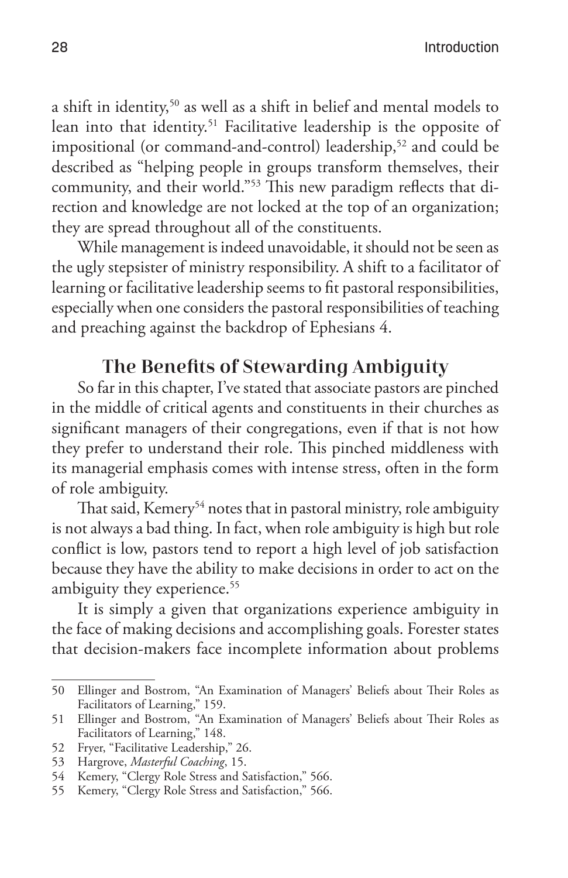a shift in identity,[50] as well as a shift in belief and mental models to lean into that identity.[51] Facilitative leadership is the opposite of impositional (or command-and-control) leadership,[52] and could be described as "helping people in groups transform themselves, their community, and their world."[53] This new paradigm reflects that direction and knowledge are not locked at the top of an organization; they are spread throughout all of the constituents.

While management is indeed unavoidable, it should not be seen as the ugly stepsister of ministry responsibility. A shift to a facilitator of learning or facilitative leadership seems to fit pastoral responsibilities, especially when one considers the pastoral responsibilities of teaching and preaching against the backdrop of Ephesians 4.

## The Benefits of Stewarding Ambiguity

So far in this chapter, I've stated that associate pastors are pinched in the middle of critical agents and constituents in their churches as significant managers of their congregations, even if that is not how they prefer to understand their role. This pinched middleness with its managerial emphasis comes with intense stress, often in the form of role ambiguity.

That said, Kemery[54] notes that in pastoral ministry, role ambiguity is not always a bad thing. In fact, when role ambiguity is high but role conflict is low, pastors tend to report a high level of job satisfaction because they have the ability to make decisions in order to act on the ambiguity they experience.[55]

It is simply a given that organizations experience ambiguity in the face of making decisions and accomplishing goals. Forester states that decision-makers face incomplete information about problems

---

50 Ellinger and Bostrom, "An Examination of Managers' Beliefs about Their Roles as Facilitators of Learning," 159.

51 Ellinger and Bostrom, "An Examination of Managers' Beliefs about Their Roles as Facilitators of Learning," 148.

52 Fryer, "Facilitative Leadership," 26.

53 Hargrove, *Masterful Coaching*, 15.

54 Kemery, "Clergy Role Stress and Satisfaction," 566.

55 Kemery, "Clergy Role Stress and Satisfaction," 566.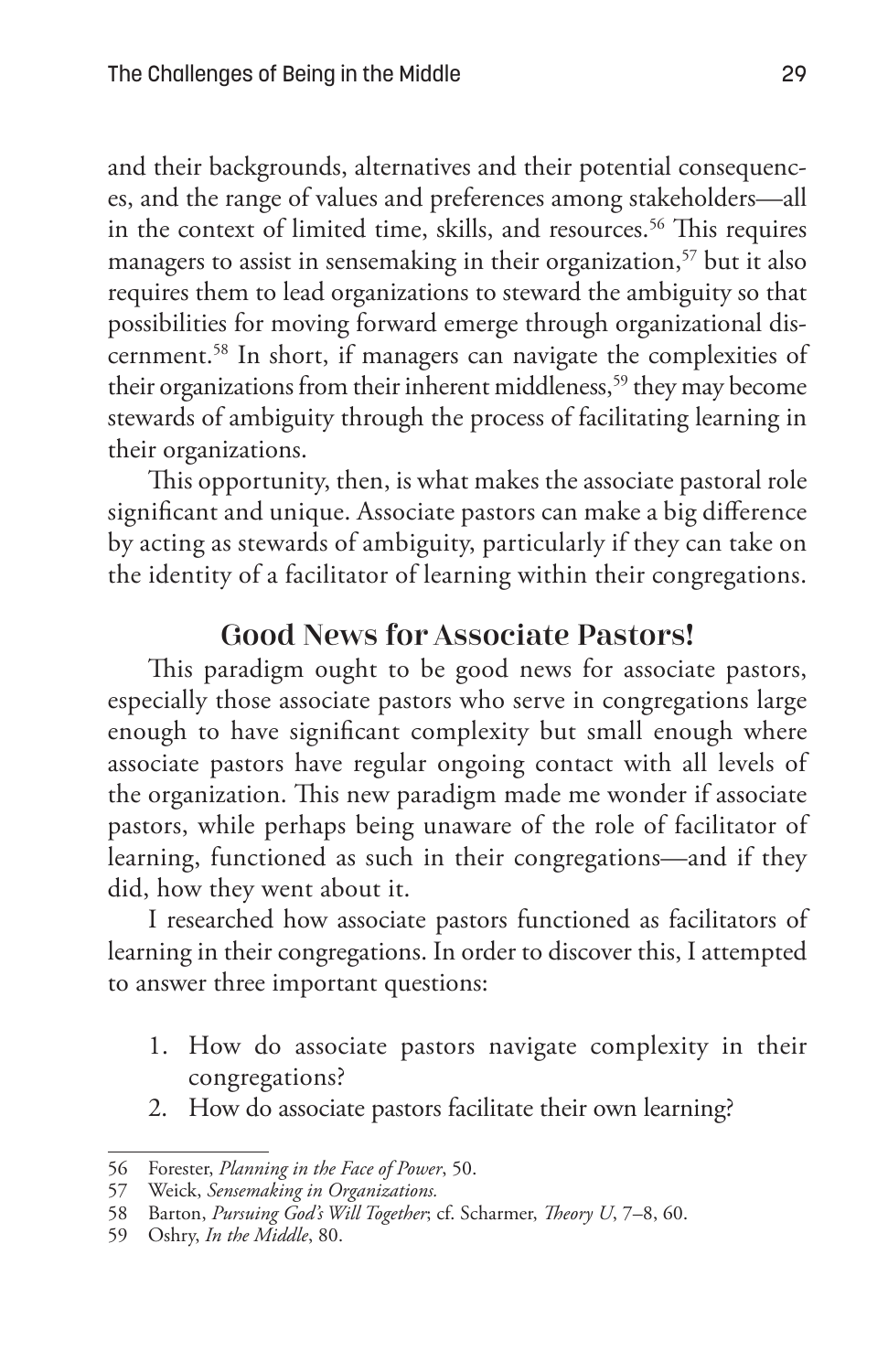and their backgrounds, alternatives and their potential consequences, and the range of values and preferences among stakeholders—all in the context of limited time, skills, and resources.[56] This requires managers to assist in sensemaking in their organization,[57] but it also requires them to lead organizations to steward the ambiguity so that possibilities for moving forward emerge through organizational discernment.[58] In short, if managers can navigate the complexities of their organizations from their inherent middleness,[59] they may become stewards of ambiguity through the process of facilitating learning in their organizations.

This opportunity, then, is what makes the associate pastoral role significant and unique. Associate pastors can make a big difference by acting as stewards of ambiguity, particularly if they can take on the identity of a facilitator of learning within their congregations.

## Good News for Associate Pastors!

This paradigm ought to be good news for associate pastors, especially those associate pastors who serve in congregations large enough to have significant complexity but small enough where associate pastors have regular ongoing contact with all levels of the organization. This new paradigm made me wonder if associate pastors, while perhaps being unaware of the role of facilitator of learning, functioned as such in their congregations—and if they did, how they went about it.

I researched how associate pastors functioned as facilitators of learning in their congregations. In order to discover this, I attempted to answer three important questions:

1. How do associate pastors navigate complexity in their congregations?
2. How do associate pastors facilitate their own learning?

---

56 Forester, *Planning in the Face of Power*, 50.

57 Weick, *Sensemaking in Organizations.*

58 Barton, *Pursuing God's Will Together*; cf. Scharmer, *Theory U*, 7–8, 60.

59 Oshry, *In the Middle*, 80.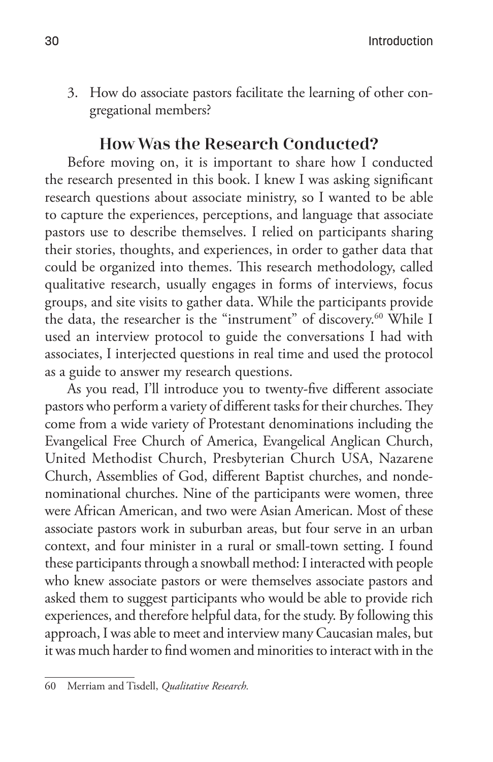3. How do associate pastors facilitate the learning of other congregational members?

## How Was the Research Conducted?

Before moving on, it is important to share how I conducted the research presented in this book. I knew I was asking significant research questions about associate ministry, so I wanted to be able to capture the experiences, perceptions, and language that associate pastors use to describe themselves. I relied on participants sharing their stories, thoughts, and experiences, in order to gather data that could be organized into themes. This research methodology, called qualitative research, usually engages in forms of interviews, focus groups, and site visits to gather data. While the participants provide the data, the researcher is the "instrument" of discovery.[60] While I used an interview protocol to guide the conversations I had with associates, I interjected questions in real time and used the protocol as a guide to answer my research questions.

As you read, I'll introduce you to twenty-five different associate pastors who perform a variety of different tasks for their churches. They come from a wide variety of Protestant denominations including the Evangelical Free Church of America, Evangelical Anglican Church, United Methodist Church, Presbyterian Church USA, Nazarene Church, Assemblies of God, different Baptist churches, and nondenominational churches. Nine of the participants were women, three were African American, and two were Asian American. Most of these associate pastors work in suburban areas, but four serve in an urban context, and four minister in a rural or small-town setting. I found these participants through a snowball method: I interacted with people who knew associate pastors or were themselves associate pastors and asked them to suggest participants who would be able to provide rich experiences, and therefore helpful data, for the study. By following this approach, I was able to meet and interview many Caucasian males, but it was much harder to find women and minorities to interact with in the

60 Merriam and Tisdell, *Qualitative Research.*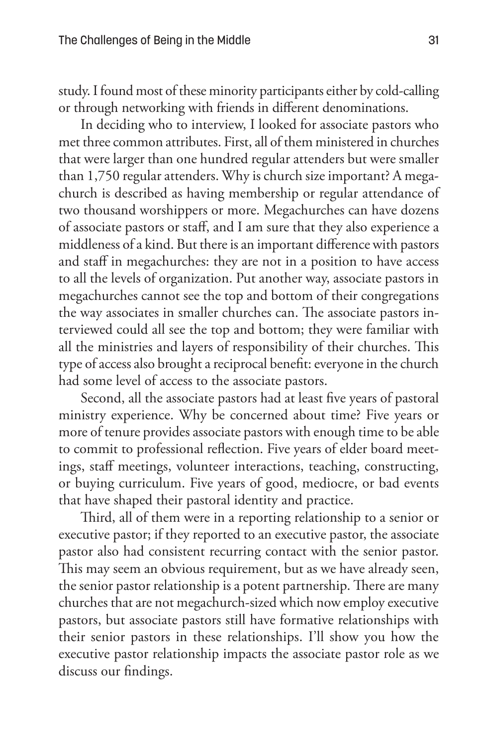study. I found most of these minority participants either by cold-calling or through networking with friends in different denominations.

In deciding who to interview, I looked for associate pastors who met three common attributes. First, all of them ministered in churches that were larger than one hundred regular attenders but were smaller than 1,750 regular attenders. Why is church size important? A megachurch is described as having membership or regular attendance of two thousand worshippers or more. Megachurches can have dozens of associate pastors or staff, and I am sure that they also experience a middleness of a kind. But there is an important difference with pastors and staff in megachurches: they are not in a position to have access to all the levels of organization. Put another way, associate pastors in megachurches cannot see the top and bottom of their congregations the way associates in smaller churches can. The associate pastors interviewed could all see the top and bottom; they were familiar with all the ministries and layers of responsibility of their churches. This type of access also brought a reciprocal benefit: everyone in the church had some level of access to the associate pastors.

Second, all the associate pastors had at least five years of pastoral ministry experience. Why be concerned about time? Five years or more of tenure provides associate pastors with enough time to be able to commit to professional reflection. Five years of elder board meetings, staff meetings, volunteer interactions, teaching, constructing, or buying curriculum. Five years of good, mediocre, or bad events that have shaped their pastoral identity and practice.

Third, all of them were in a reporting relationship to a senior or executive pastor; if they reported to an executive pastor, the associate pastor also had consistent recurring contact with the senior pastor. This may seem an obvious requirement, but as we have already seen, the senior pastor relationship is a potent partnership. There are many churches that are not megachurch-sized which now employ executive pastors, but associate pastors still have formative relationships with their senior pastors in these relationships. I'll show you how the executive pastor relationship impacts the associate pastor role as we discuss our findings.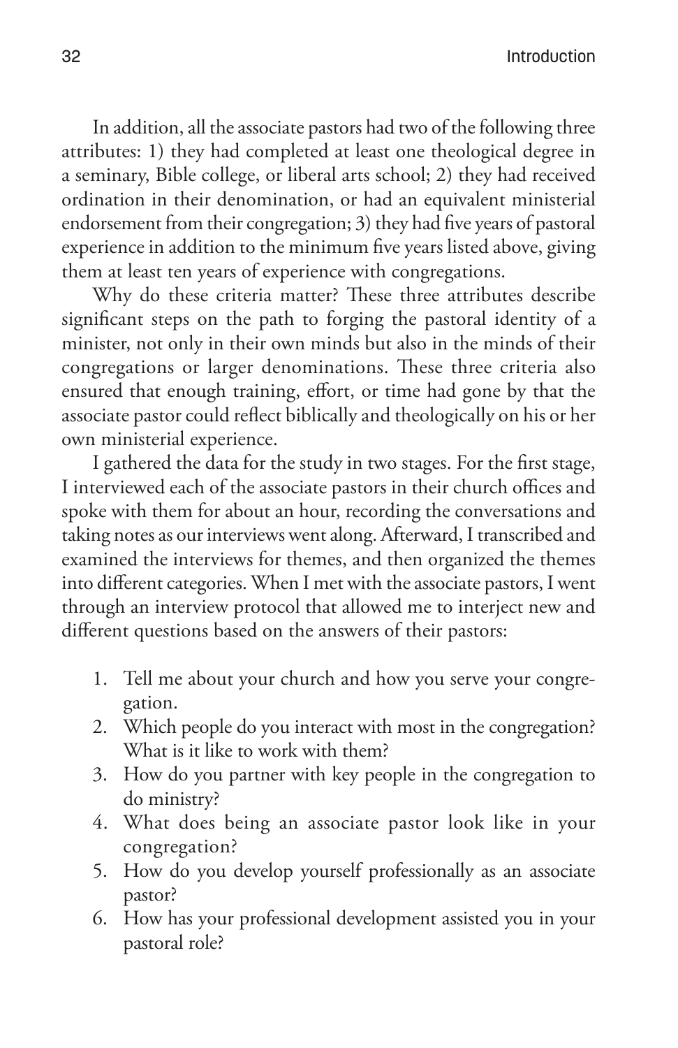In addition, all the associate pastors had two of the following three attributes: 1) they had completed at least one theological degree in a seminary, Bible college, or liberal arts school; 2) they had received ordination in their denomination, or had an equivalent ministerial endorsement from their congregation; 3) they had five years of pastoral experience in addition to the minimum five years listed above, giving them at least ten years of experience with congregations.

Why do these criteria matter? These three attributes describe significant steps on the path to forging the pastoral identity of a minister, not only in their own minds but also in the minds of their congregations or larger denominations. These three criteria also ensured that enough training, effort, or time had gone by that the associate pastor could reflect biblically and theologically on his or her own ministerial experience.

I gathered the data for the study in two stages. For the first stage, I interviewed each of the associate pastors in their church offices and spoke with them for about an hour, recording the conversations and taking notes as our interviews went along. Afterward, I transcribed and examined the interviews for themes, and then organized the themes into different categories. When I met with the associate pastors, I went through an interview protocol that allowed me to interject new and different questions based on the answers of their pastors:

1. Tell me about your church and how you serve your congregation.
2. Which people do you interact with most in the congregation? What is it like to work with them?
3. How do you partner with key people in the congregation to do ministry?
4. What does being an associate pastor look like in your congregation?
5. How do you develop yourself professionally as an associate pastor?
6. How has your professional development assisted you in your pastoral role?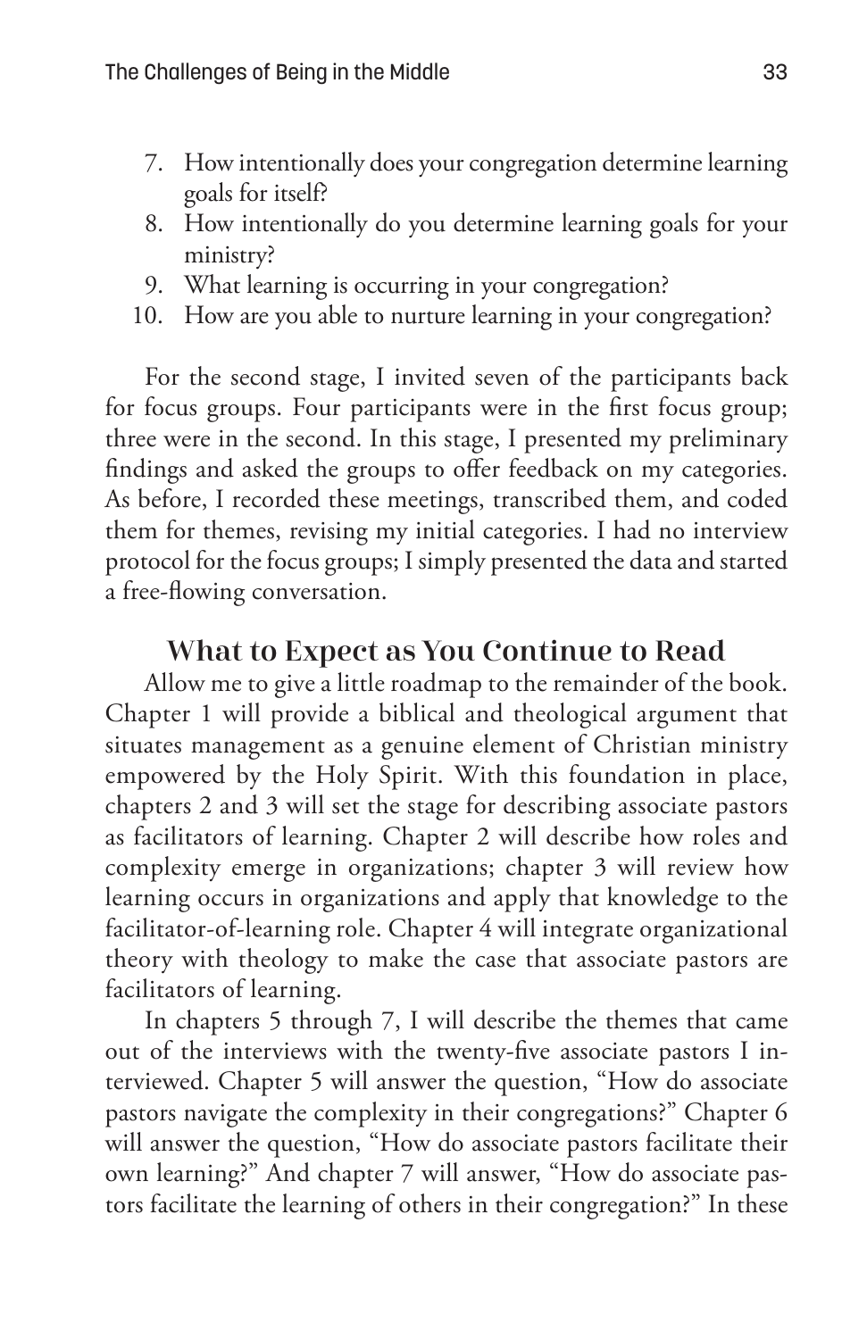7. How intentionally does your congregation determine learning goals for itself?
8. How intentionally do you determine learning goals for your ministry?
9. What learning is occurring in your congregation?
10. How are you able to nurture learning in your congregation?

For the second stage, I invited seven of the participants back for focus groups. Four participants were in the first focus group; three were in the second. In this stage, I presented my preliminary findings and asked the groups to offer feedback on my categories. As before, I recorded these meetings, transcribed them, and coded them for themes, revising my initial categories. I had no interview protocol for the focus groups; I simply presented the data and started a free-flowing conversation.

## What to Expect as You Continue to Read

Allow me to give a little roadmap to the remainder of the book. Chapter 1 will provide a biblical and theological argument that situates management as a genuine element of Christian ministry empowered by the Holy Spirit. With this foundation in place, chapters 2 and 3 will set the stage for describing associate pastors as facilitators of learning. Chapter 2 will describe how roles and complexity emerge in organizations; chapter 3 will review how learning occurs in organizations and apply that knowledge to the facilitator-of-learning role. Chapter 4 will integrate organizational theory with theology to make the case that associate pastors are facilitators of learning.

In chapters 5 through 7, I will describe the themes that came out of the interviews with the twenty-five associate pastors I interviewed. Chapter 5 will answer the question, "How do associate pastors navigate the complexity in their congregations?" Chapter 6 will answer the question, "How do associate pastors facilitate their own learning?" And chapter 7 will answer, "How do associate pastors facilitate the learning of others in their congregation?" In these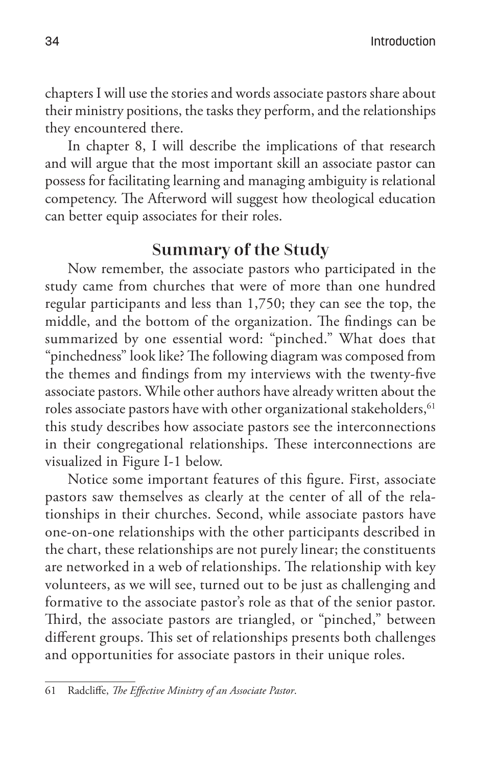chapters I will use the stories and words associate pastors share about their ministry positions, the tasks they perform, and the relationships they encountered there.

In chapter 8, I will describe the implications of that research and will argue that the most important skill an associate pastor can possess for facilitating learning and managing ambiguity is relational competency. The Afterword will suggest how theological education can better equip associates for their roles.

## Summary of the Study

Now remember, the associate pastors who participated in the study came from churches that were of more than one hundred regular participants and less than 1,750; they can see the top, the middle, and the bottom of the organization. The findings can be summarized by one essential word: "pinched." What does that "pinchedness" look like? The following diagram was composed from the themes and findings from my interviews with the twenty-five associate pastors. While other authors have already written about the roles associate pastors have with other organizational stakeholders,[61] this study describes how associate pastors see the interconnections in their congregational relationships. These interconnections are visualized in Figure I-1 below.

Notice some important features of this figure. First, associate pastors saw themselves as clearly at the center of all of the relationships in their churches. Second, while associate pastors have one-on-one relationships with the other participants described in the chart, these relationships are not purely linear; the constituents are networked in a web of relationships. The relationship with key volunteers, as we will see, turned out to be just as challenging and formative to the associate pastor's role as that of the senior pastor. Third, the associate pastors are triangled, or "pinched," between different groups. This set of relationships presents both challenges and opportunities for associate pastors in their unique roles.

---

61 Radcliffe, *The Effective Ministry of an Associate Pastor*.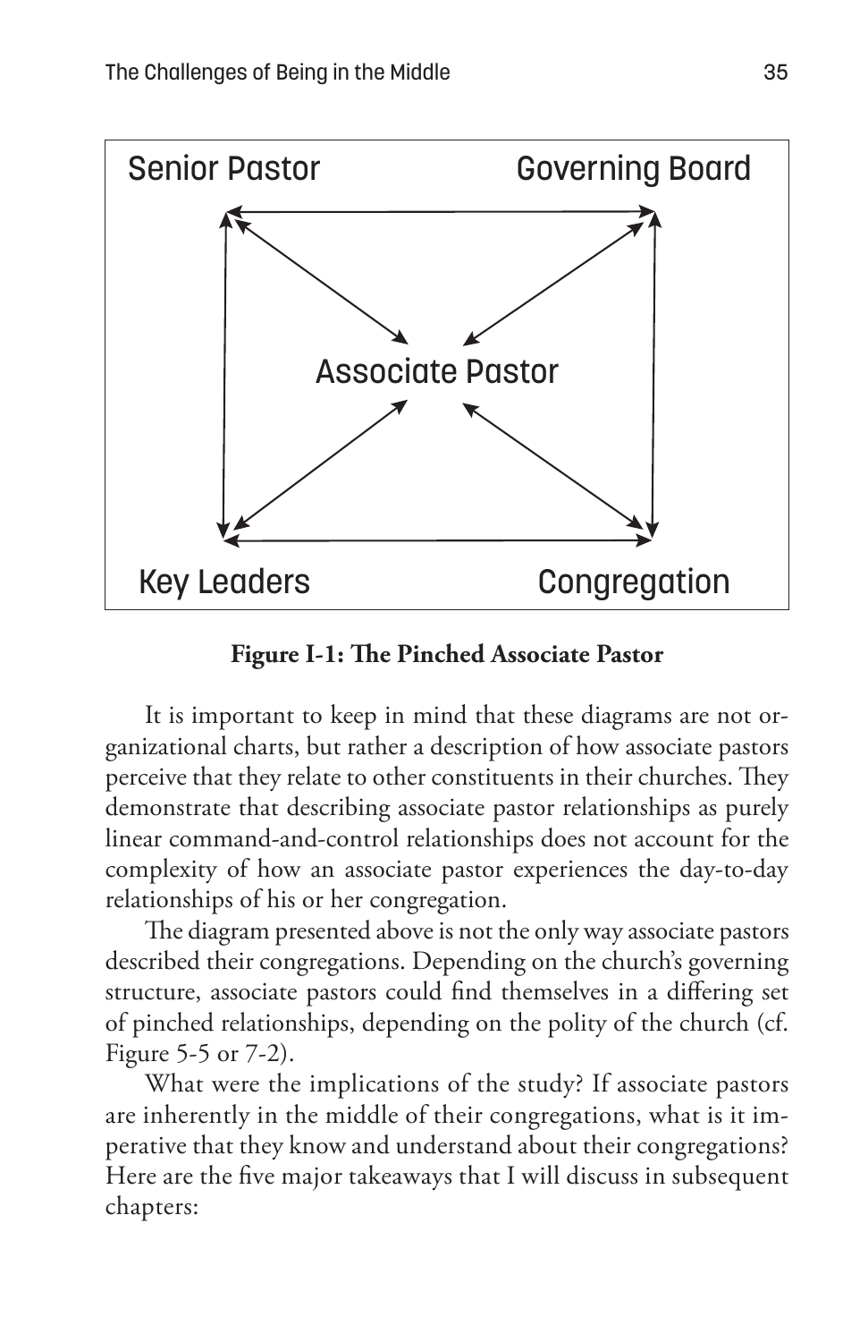Senior Pastor

Governing Board

Associate Pastor

Key Leaders

Congregation

**Figure I-1: The Pinched Associate Pastor**

It is important to keep in mind that these diagrams are not organizational charts, but rather a description of how associate pastors perceive that they relate to other constituents in their churches. They demonstrate that describing associate pastor relationships as purely linear command-and-control relationships does not account for the complexity of how an associate pastor experiences the day-to-day relationships of his or her congregation.

The diagram presented above is not the only way associate pastors described their congregations. Depending on the church's governing structure, associate pastors could find themselves in a differing set of pinched relationships, depending on the polity of the church (cf. Figure 5-5 or 7-2).

What were the implications of the study? If associate pastors are inherently in the middle of their congregations, what is it imperative that they know and understand about their congregations? Here are the five major takeaways that I will discuss in subsequent chapters: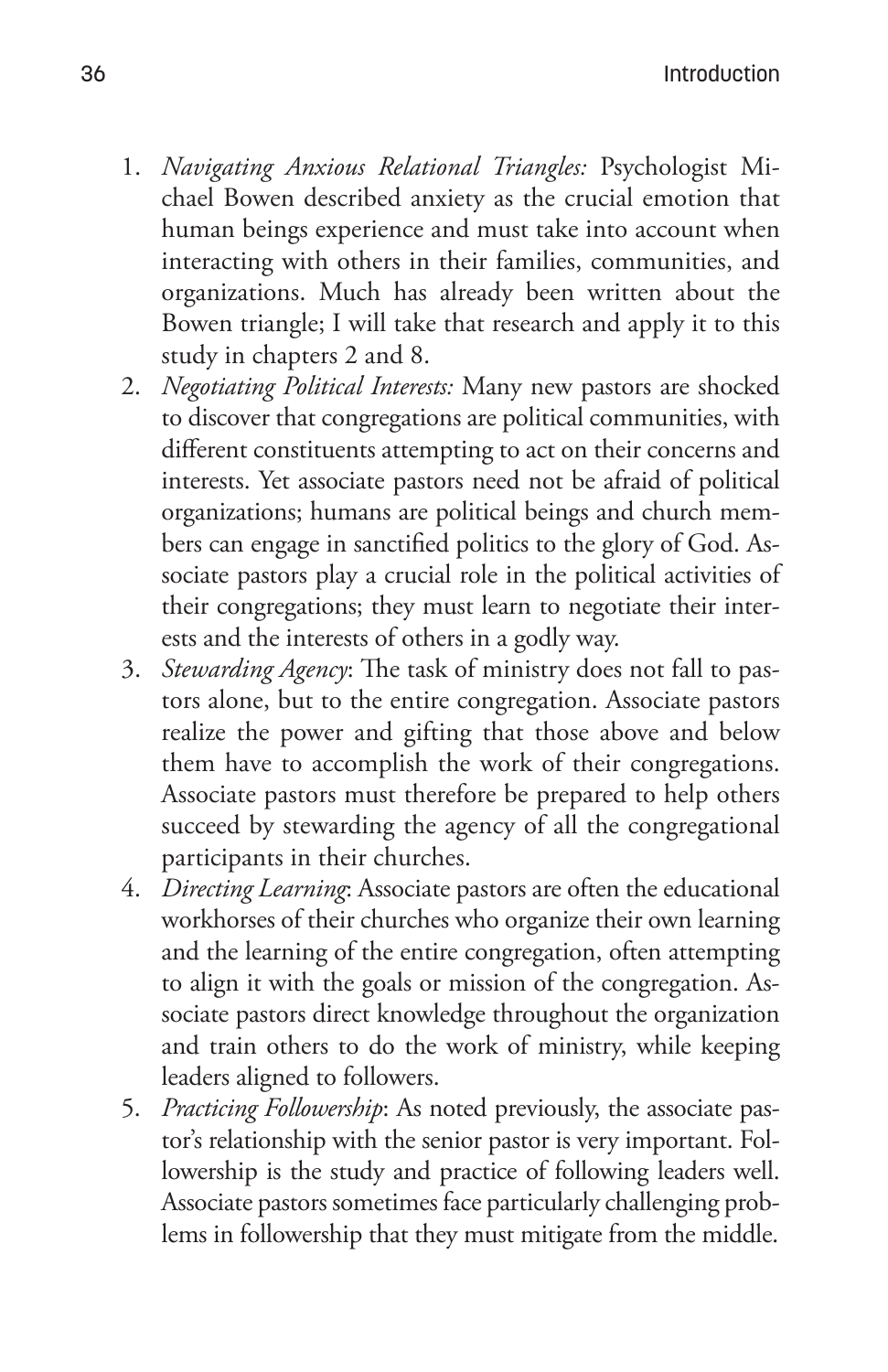1. *Navigating Anxious Relational Triangles:* Psychologist Michael Bowen described anxiety as the crucial emotion that human beings experience and must take into account when interacting with others in their families, communities, and organizations. Much has already been written about the Bowen triangle; I will take that research and apply it to this study in chapters 2 and 8.
2. *Negotiating Political Interests:* Many new pastors are shocked to discover that congregations are political communities, with different constituents attempting to act on their concerns and interests. Yet associate pastors need not be afraid of political organizations; humans are political beings and church members can engage in sanctified politics to the glory of God. Associate pastors play a crucial role in the political activities of their congregations; they must learn to negotiate their interests and the interests of others in a godly way.
3. *Stewarding Agency*: The task of ministry does not fall to pastors alone, but to the entire congregation. Associate pastors realize the power and gifting that those above and below them have to accomplish the work of their congregations. Associate pastors must therefore be prepared to help others succeed by stewarding the agency of all the congregational participants in their churches.
4. *Directing Learning*: Associate pastors are often the educational workhorses of their churches who organize their own learning and the learning of the entire congregation, often attempting to align it with the goals or mission of the congregation. Associate pastors direct knowledge throughout the organization and train others to do the work of ministry, while keeping leaders aligned to followers.
5. *Practicing Followership*: As noted previously, the associate pastor's relationship with the senior pastor is very important. Followership is the study and practice of following leaders well. Associate pastors sometimes face particularly challenging problems in followership that they must mitigate from the middle.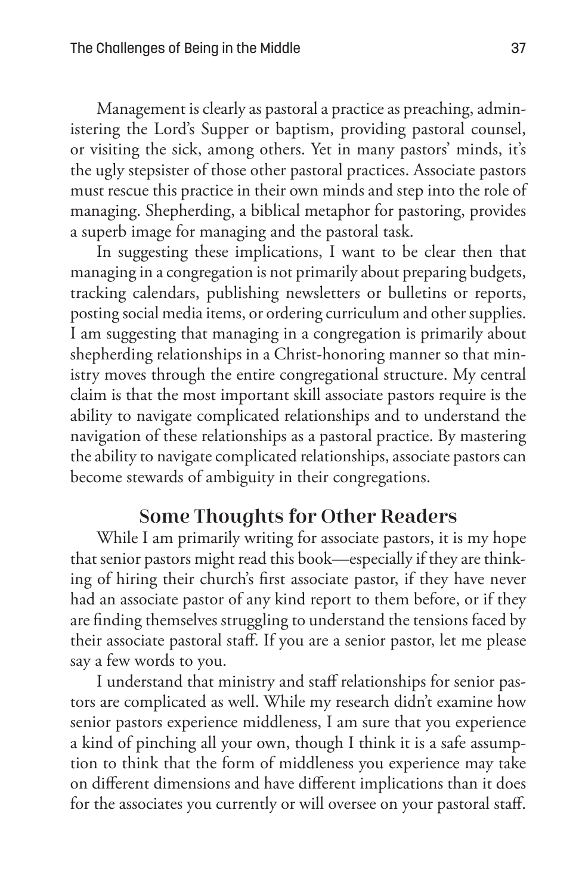Management is clearly as pastoral a practice as preaching, administering the Lord's Supper or baptism, providing pastoral counsel, or visiting the sick, among others. Yet in many pastors' minds, it's the ugly stepsister of those other pastoral practices. Associate pastors must rescue this practice in their own minds and step into the role of managing. Shepherding, a biblical metaphor for pastoring, provides a superb image for managing and the pastoral task.

In suggesting these implications, I want to be clear then that managing in a congregation is not primarily about preparing budgets, tracking calendars, publishing newsletters or bulletins or reports, posting social media items, or ordering curriculum and other supplies. I am suggesting that managing in a congregation is primarily about shepherding relationships in a Christ-honoring manner so that ministry moves through the entire congregational structure. My central claim is that the most important skill associate pastors require is the ability to navigate complicated relationships and to understand the navigation of these relationships as a pastoral practice. By mastering the ability to navigate complicated relationships, associate pastors can become stewards of ambiguity in their congregations.

## Some Thoughts for Other Readers

While I am primarily writing for associate pastors, it is my hope that senior pastors might read this book—especially if they are thinking of hiring their church's first associate pastor, if they have never had an associate pastor of any kind report to them before, or if they are finding themselves struggling to understand the tensions faced by their associate pastoral staff. If you are a senior pastor, let me please say a few words to you.

I understand that ministry and staff relationships for senior pastors are complicated as well. While my research didn't examine how senior pastors experience middleness, I am sure that you experience a kind of pinching all your own, though I think it is a safe assumption to think that the form of middleness you experience may take on different dimensions and have different implications than it does for the associates you currently or will oversee on your pastoral staff.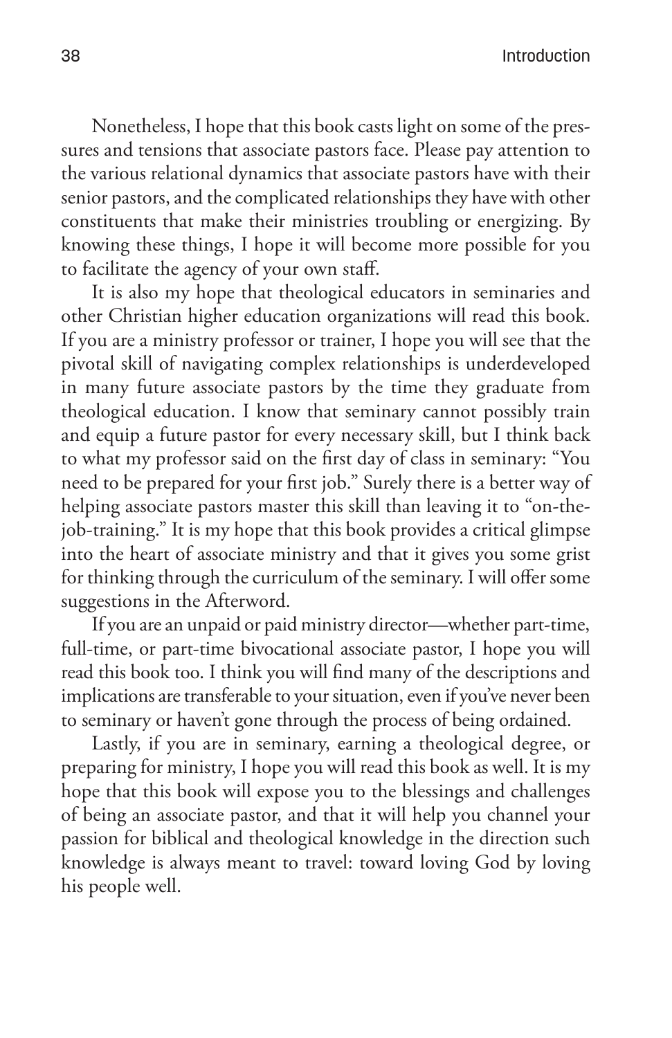Nonetheless, I hope that this book casts light on some of the pressures and tensions that associate pastors face. Please pay attention to the various relational dynamics that associate pastors have with their senior pastors, and the complicated relationships they have with other constituents that make their ministries troubling or energizing. By knowing these things, I hope it will become more possible for you to facilitate the agency of your own staff.

It is also my hope that theological educators in seminaries and other Christian higher education organizations will read this book. If you are a ministry professor or trainer, I hope you will see that the pivotal skill of navigating complex relationships is underdeveloped in many future associate pastors by the time they graduate from theological education. I know that seminary cannot possibly train and equip a future pastor for every necessary skill, but I think back to what my professor said on the first day of class in seminary: "You need to be prepared for your first job." Surely there is a better way of helping associate pastors master this skill than leaving it to "on-the-job-training." It is my hope that this book provides a critical glimpse into the heart of associate ministry and that it gives you some grist for thinking through the curriculum of the seminary. I will offer some suggestions in the Afterword.

If you are an unpaid or paid ministry director—whether part-time, full-time, or part-time bivocational associate pastor, I hope you will read this book too. I think you will find many of the descriptions and implications are transferable to your situation, even if you've never been to seminary or haven't gone through the process of being ordained.

Lastly, if you are in seminary, earning a theological degree, or preparing for ministry, I hope you will read this book as well. It is my hope that this book will expose you to the blessings and challenges of being an associate pastor, and that it will help you channel your passion for biblical and theological knowledge in the direction such knowledge is always meant to travel: toward loving God by loving his people well.